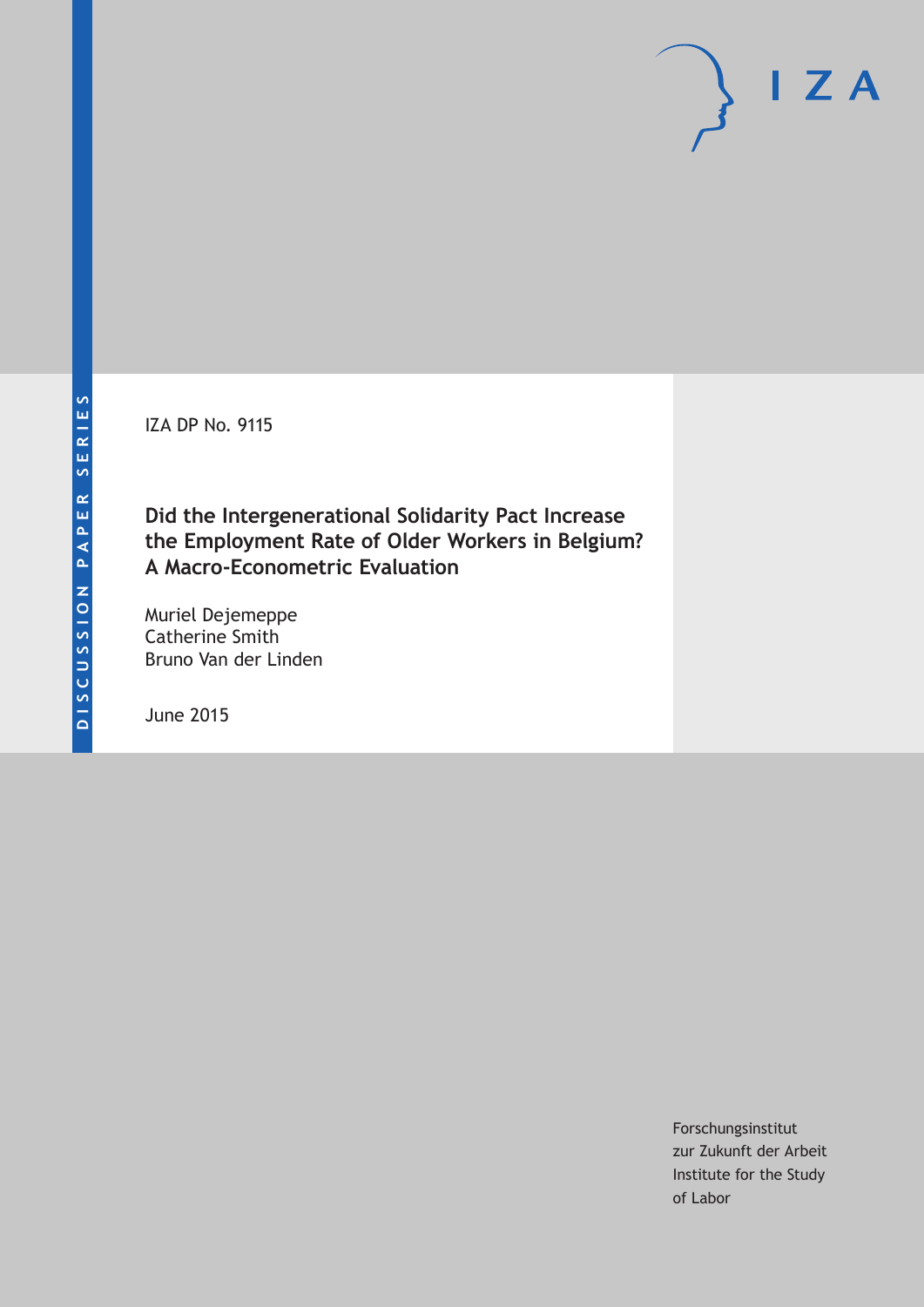IZA DP No. 9115

# Did the Intergenerational Solidarity Pact Increase the Employment Rate of Older Workers in Belgium? A Macro-Econometric Evaluation

Muriel Dejemeppe
Catherine Smith
Bruno Van der Linden

June 2015

Forschungsinstitut
zur Zukunft der Arbeit
Institute for the Study
of Labor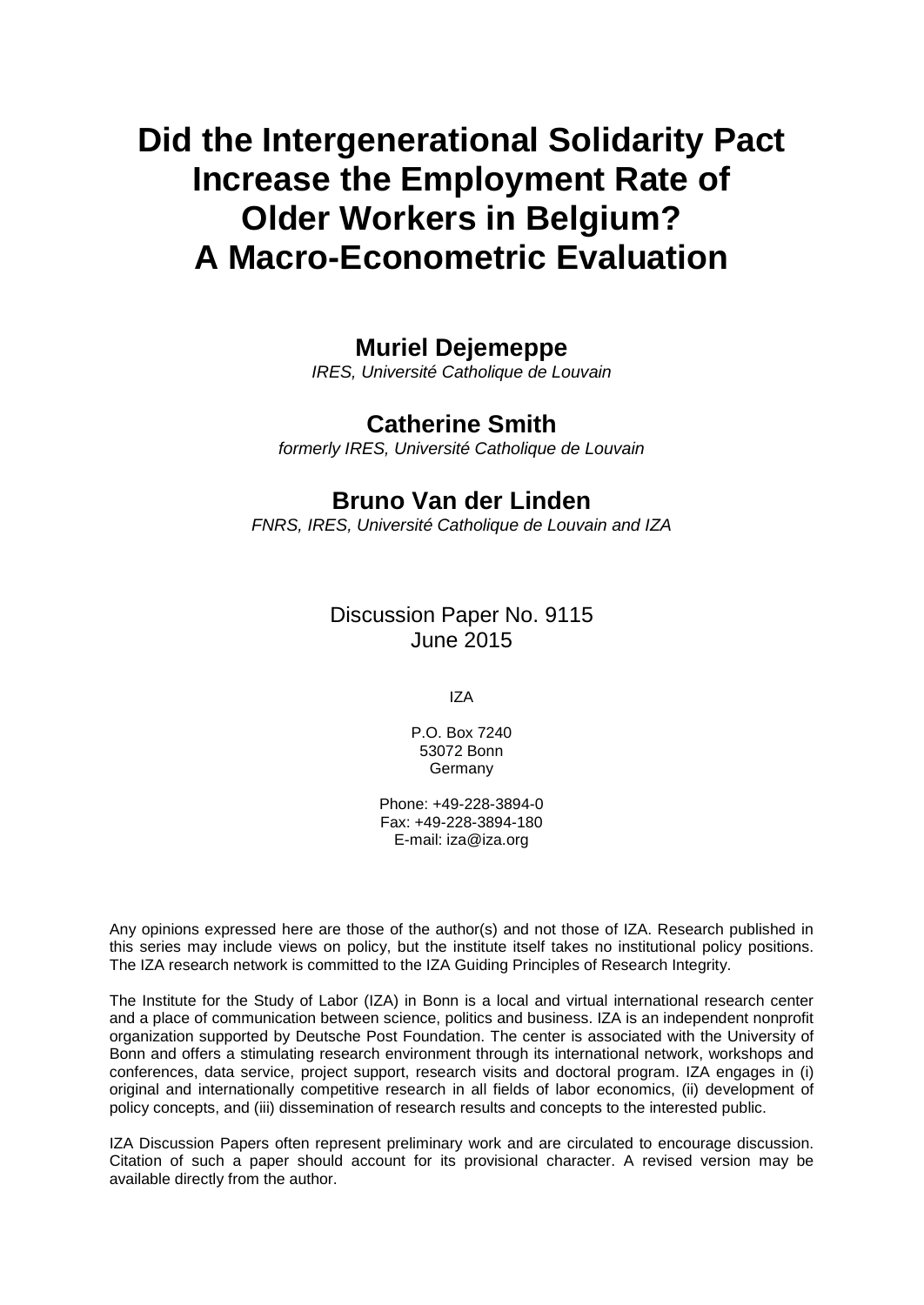# Did the Intergenerational Solidarity Pact Increase the Employment Rate of Older Workers in Belgium? A Macro-Econometric Evaluation

**Muriel Dejemeppe**

*IRES, Université Catholique de Louvain*

**Catherine Smith**

*formerly IRES, Université Catholique de Louvain*

**Bruno Van der Linden**

*FNRS, IRES, Université Catholique de Louvain and IZA*

Discussion Paper No. 9115
June 2015

IZA

P.O. Box 7240
53072 Bonn
Germany

Phone: +49-228-3894-0
Fax: +49-228-3894-180
E-mail: iza@iza.org

Any opinions expressed here are those of the author(s) and not those of IZA. Research published in this series may include views on policy, but the institute itself takes no institutional policy positions. The IZA research network is committed to the IZA Guiding Principles of Research Integrity.

The Institute for the Study of Labor (IZA) in Bonn is a local and virtual international research center and a place of communication between science, politics and business. IZA is an independent nonprofit organization supported by Deutsche Post Foundation. The center is associated with the University of Bonn and offers a stimulating research environment through its international network, workshops and conferences, data service, project support, research visits and doctoral program. IZA engages in (i) original and internationally competitive research in all fields of labor economics, (ii) development of policy concepts, and (iii) dissemination of research results and concepts to the interested public.

IZA Discussion Papers often represent preliminary work and are circulated to encourage discussion. Citation of such a paper should account for its provisional character. A revised version may be available directly from the author.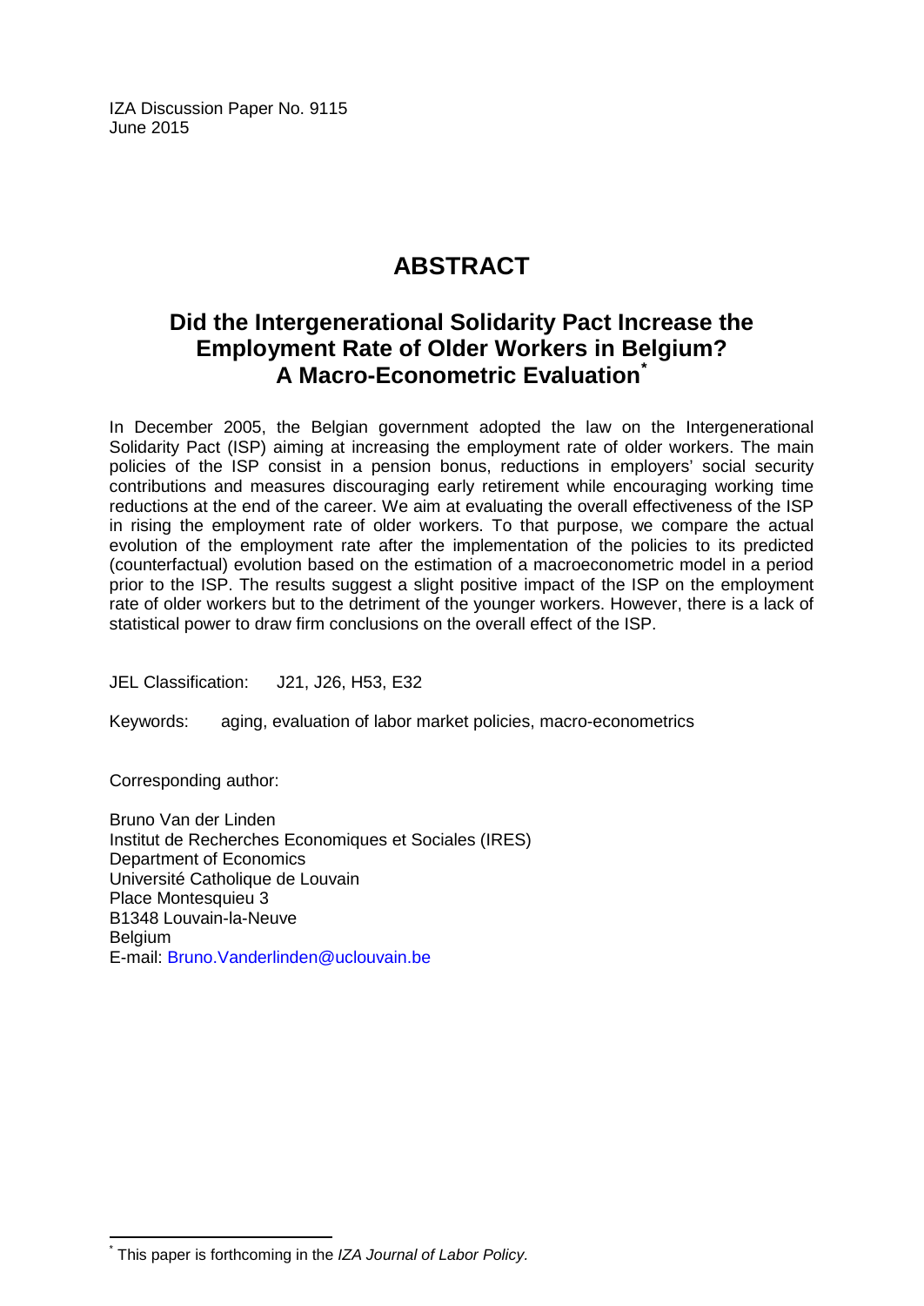IZA Discussion Paper No. 9115
June 2015

# ABSTRACT

## Did the Intergenerational Solidarity Pact Increase the Employment Rate of Older Workers in Belgium? A Macro-Econometric Evaluation[*]

In December 2005, the Belgian government adopted the law on the Intergenerational Solidarity Pact (ISP) aiming at increasing the employment rate of older workers. The main policies of the ISP consist in a pension bonus, reductions in employers' social security contributions and measures discouraging early retirement while encouraging working time reductions at the end of the career. We aim at evaluating the overall effectiveness of the ISP in rising the employment rate of older workers. To that purpose, we compare the actual evolution of the employment rate after the implementation of the policies to its predicted (counterfactual) evolution based on the estimation of a macroeconometric model in a period prior to the ISP. The results suggest a slight positive impact of the ISP on the employment rate of older workers but to the detriment of the younger workers. However, there is a lack of statistical power to draw firm conclusions on the overall effect of the ISP.

JEL Classification: J21, J26, H53, E32

Keywords: aging, evaluation of labor market policies, macro-econometrics

Corresponding author:

Bruno Van der Linden
Institut de Recherches Economiques et Sociales (IRES)
Department of Economics
Université Catholique de Louvain
Place Montesquieu 3
B1348 Louvain-la-Neuve
Belgium
E-mail: Bruno.Vanderlinden@uclouvain.be

[*] This paper is forthcoming in the *IZA Journal of Labor Policy.*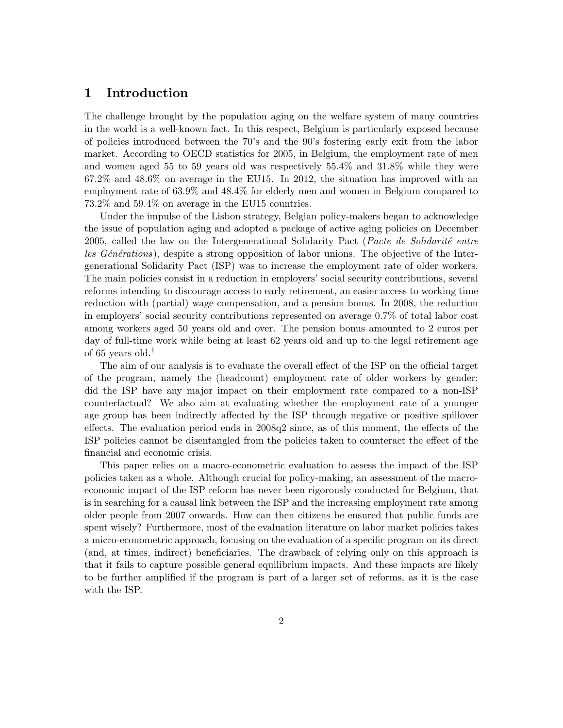# 1 Introduction

The challenge brought by the population aging on the welfare system of many countries in the world is a well-known fact. In this respect, Belgium is particularly exposed because of policies introduced between the 70's and the 90's fostering early exit from the labor market. According to OECD statistics for 2005, in Belgium, the employment rate of men and women aged 55 to 59 years old was respectively 55.4% and 31.8% while they were 67.2% and 48.6% on average in the EU15. In 2012, the situation has improved with an employment rate of 63.9% and 48.4% for elderly men and women in Belgium compared to 73.2% and 59.4% on average in the EU15 countries.

Under the impulse of the Lisbon strategy, Belgian policy-makers began to acknowledge the issue of population aging and adopted a package of active aging policies on December 2005, called the law on the Intergenerational Solidarity Pact (*Pacte de Solidarité entre les Générations*), despite a strong opposition of labor unions. The objective of the Intergenerational Solidarity Pact (ISP) was to increase the employment rate of older workers. The main policies consist in a reduction in employers' social security contributions, several reforms intending to discourage access to early retirement, an easier access to working time reduction with (partial) wage compensation, and a pension bonus. In 2008, the reduction in employers' social security contributions represented on average 0.7% of total labor cost among workers aged 50 years old and over. The pension bonus amounted to 2 euros per day of full-time work while being at least 62 years old and up to the legal retirement age of 65 years old.[1]

The aim of our analysis is to evaluate the overall effect of the ISP on the official target of the program, namely the (headcount) employment rate of older workers by gender: did the ISP have any major impact on their employment rate compared to a non-ISP counterfactual? We also aim at evaluating whether the employment rate of a younger age group has been indirectly affected by the ISP through negative or positive spillover effects. The evaluation period ends in 2008q2 since, as of this moment, the effects of the ISP policies cannot be disentangled from the policies taken to counteract the effect of the financial and economic crisis.

This paper relies on a macro-econometric evaluation to assess the impact of the ISP policies taken as a whole. Although crucial for policy-making, an assessment of the macroeconomic impact of the ISP reform has never been rigorously conducted for Belgium, that is in searching for a causal link between the ISP and the increasing employment rate among older people from 2007 onwards. How can then citizens be ensured that public funds are spent wisely? Furthermore, most of the evaluation literature on labor market policies takes a micro-econometric approach, focusing on the evaluation of a specific program on its direct (and, at times, indirect) beneficiaries. The drawback of relying only on this approach is that it fails to capture possible general equilibrium impacts. And these impacts are likely to be further amplified if the program is part of a larger set of reforms, as it is the case with the ISP.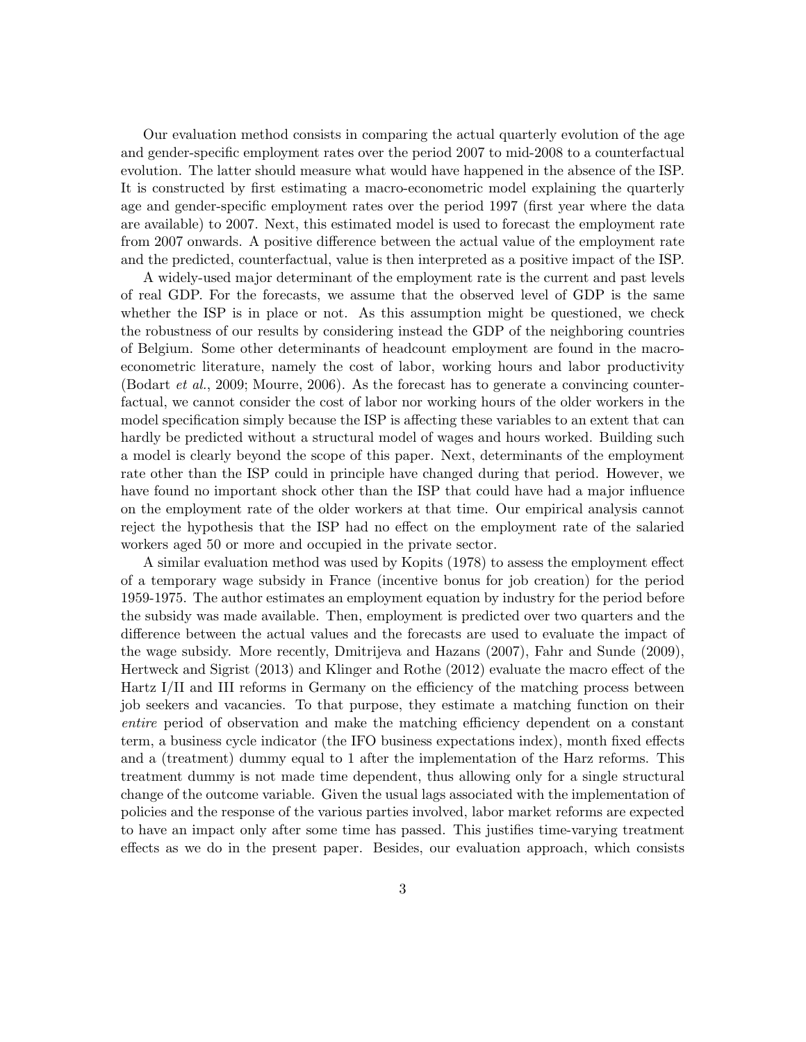Our evaluation method consists in comparing the actual quarterly evolution of the age and gender-specific employment rates over the period 2007 to mid-2008 to a counterfactual evolution. The latter should measure what would have happened in the absence of the ISP. It is constructed by first estimating a macro-econometric model explaining the quarterly age and gender-specific employment rates over the period 1997 (first year where the data are available) to 2007. Next, this estimated model is used to forecast the employment rate from 2007 onwards. A positive difference between the actual value of the employment rate and the predicted, counterfactual, value is then interpreted as a positive impact of the ISP.

A widely-used major determinant of the employment rate is the current and past levels of real GDP. For the forecasts, we assume that the observed level of GDP is the same whether the ISP is in place or not. As this assumption might be questioned, we check the robustness of our results by considering instead the GDP of the neighboring countries of Belgium. Some other determinants of headcount employment are found in the macro-econometric literature, namely the cost of labor, working hours and labor productivity (Bodart *et al.*, 2009; Mourre, 2006). As the forecast has to generate a convincing counterfactual, we cannot consider the cost of labor nor working hours of the older workers in the model specification simply because the ISP is affecting these variables to an extent that can hardly be predicted without a structural model of wages and hours worked. Building such a model is clearly beyond the scope of this paper. Next, determinants of the employment rate other than the ISP could in principle have changed during that period. However, we have found no important shock other than the ISP that could have had a major influence on the employment rate of the older workers at that time. Our empirical analysis cannot reject the hypothesis that the ISP had no effect on the employment rate of the salaried workers aged 50 or more and occupied in the private sector.

A similar evaluation method was used by Kopits (1978) to assess the employment effect of a temporary wage subsidy in France (incentive bonus for job creation) for the period 1959-1975. The author estimates an employment equation by industry for the period before the subsidy was made available. Then, employment is predicted over two quarters and the difference between the actual values and the forecasts are used to evaluate the impact of the wage subsidy. More recently, Dmitrijeva and Hazans (2007), Fahr and Sunde (2009), Hertweck and Sigrist (2013) and Klinger and Rothe (2012) evaluate the macro effect of the Hartz I/II and III reforms in Germany on the efficiency of the matching process between job seekers and vacancies. To that purpose, they estimate a matching function on their *entire* period of observation and make the matching efficiency dependent on a constant term, a business cycle indicator (the IFO business expectations index), month fixed effects and a (treatment) dummy equal to 1 after the implementation of the Harz reforms. This treatment dummy is not made time dependent, thus allowing only for a single structural change of the outcome variable. Given the usual lags associated with the implementation of policies and the response of the various parties involved, labor market reforms are expected to have an impact only after some time has passed. This justifies time-varying treatment effects as we do in the present paper. Besides, our evaluation approach, which consists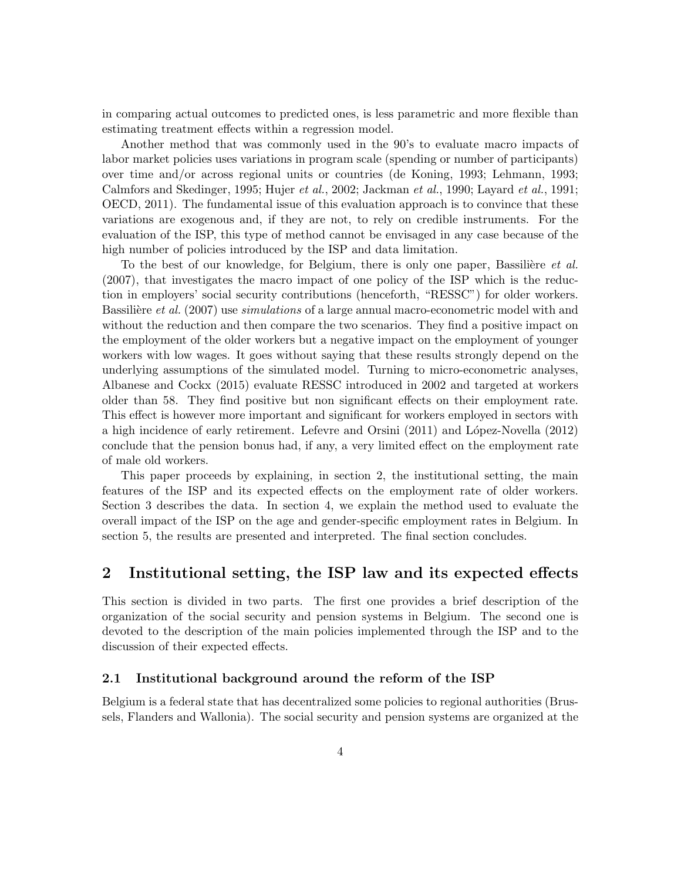in comparing actual outcomes to predicted ones, is less parametric and more flexible than estimating treatment effects within a regression model.

Another method that was commonly used in the 90's to evaluate macro impacts of labor market policies uses variations in program scale (spending or number of participants) over time and/or across regional units or countries (de Koning, 1993; Lehmann, 1993; Calmfors and Skedinger, 1995; Hujer *et al.*, 2002; Jackman *et al.*, 1990; Layard *et al.*, 1991; OECD, 2011). The fundamental issue of this evaluation approach is to convince that these variations are exogenous and, if they are not, to rely on credible instruments. For the evaluation of the ISP, this type of method cannot be envisaged in any case because of the high number of policies introduced by the ISP and data limitation.

To the best of our knowledge, for Belgium, there is only one paper, Bassilière *et al.* (2007), that investigates the macro impact of one policy of the ISP which is the reduction in employers' social security contributions (henceforth, "RESSC") for older workers. Bassilière *et al.* (2007) use *simulations* of a large annual macro-econometric model with and without the reduction and then compare the two scenarios. They find a positive impact on the employment of the older workers but a negative impact on the employment of younger workers with low wages. It goes without saying that these results strongly depend on the underlying assumptions of the simulated model. Turning to micro-econometric analyses, Albanese and Cockx (2015) evaluate RESSC introduced in 2002 and targeted at workers older than 58. They find positive but non significant effects on their employment rate. This effect is however more important and significant for workers employed in sectors with a high incidence of early retirement. Lefevre and Orsini (2011) and López-Novella (2012) conclude that the pension bonus had, if any, a very limited effect on the employment rate of male old workers.

This paper proceeds by explaining, in section 2, the institutional setting, the main features of the ISP and its expected effects on the employment rate of older workers. Section 3 describes the data. In section 4, we explain the method used to evaluate the overall impact of the ISP on the age and gender-specific employment rates in Belgium. In section 5, the results are presented and interpreted. The final section concludes.

## 2 Institutional setting, the ISP law and its expected effects

This section is divided in two parts. The first one provides a brief description of the organization of the social security and pension systems in Belgium. The second one is devoted to the description of the main policies implemented through the ISP and to the discussion of their expected effects.

### 2.1 Institutional background around the reform of the ISP

Belgium is a federal state that has decentralized some policies to regional authorities (Brussels, Flanders and Wallonia). The social security and pension systems are organized at the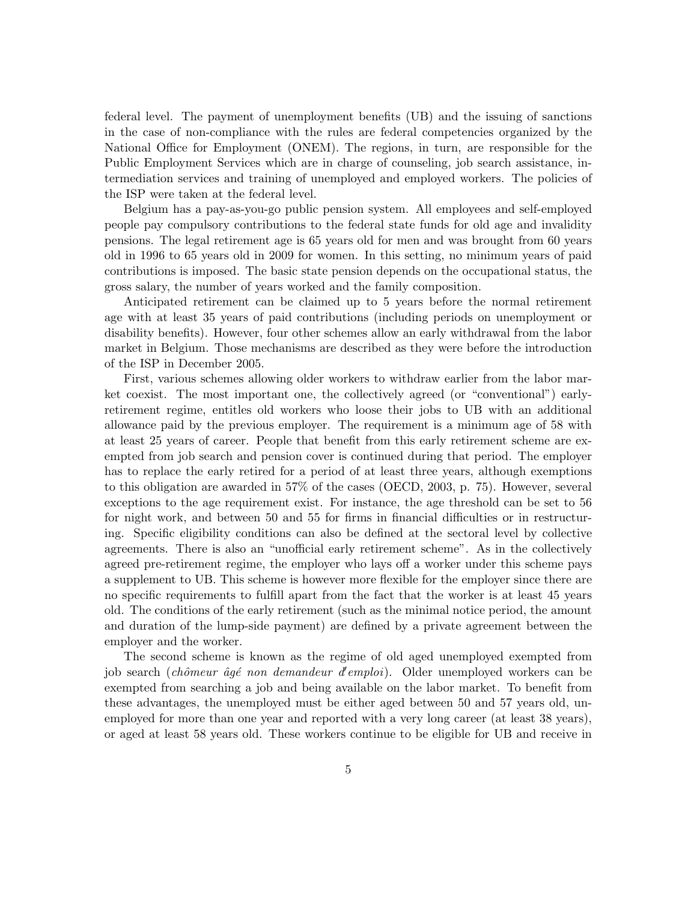federal level. The payment of unemployment benefits (UB) and the issuing of sanctions in the case of non-compliance with the rules are federal competencies organized by the National Office for Employment (ONEM). The regions, in turn, are responsible for the Public Employment Services which are in charge of counseling, job search assistance, intermediation services and training of unemployed and employed workers. The policies of the ISP were taken at the federal level.

Belgium has a pay-as-you-go public pension system. All employees and self-employed people pay compulsory contributions to the federal state funds for old age and invalidity pensions. The legal retirement age is 65 years old for men and was brought from 60 years old in 1996 to 65 years old in 2009 for women. In this setting, no minimum years of paid contributions is imposed. The basic state pension depends on the occupational status, the gross salary, the number of years worked and the family composition.

Anticipated retirement can be claimed up to 5 years before the normal retirement age with at least 35 years of paid contributions (including periods on unemployment or disability benefits). However, four other schemes allow an early withdrawal from the labor market in Belgium. Those mechanisms are described as they were before the introduction of the ISP in December 2005.

First, various schemes allowing older workers to withdraw earlier from the labor market coexist. The most important one, the collectively agreed (or "conventional") early-retirement regime, entitles old workers who loose their jobs to UB with an additional allowance paid by the previous employer. The requirement is a minimum age of 58 with at least 25 years of career. People that benefit from this early retirement scheme are exempted from job search and pension cover is continued during that period. The employer has to replace the early retired for a period of at least three years, although exemptions to this obligation are awarded in 57% of the cases (OECD, 2003, p. 75). However, several exceptions to the age requirement exist. For instance, the age threshold can be set to 56 for night work, and between 50 and 55 for firms in financial difficulties or in restructuring. Specific eligibility conditions can also be defined at the sectoral level by collective agreements. There is also an "unofficial early retirement scheme". As in the collectively agreed pre-retirement regime, the employer who lays off a worker under this scheme pays a supplement to UB. This scheme is however more flexible for the employer since there are no specific requirements to fulfill apart from the fact that the worker is at least 45 years old. The conditions of the early retirement (such as the minimal notice period, the amount and duration of the lump-side payment) are defined by a private agreement between the employer and the worker.

The second scheme is known as the regime of old aged unemployed exempted from job search (*chômeur âgé non demandeur d'emploi*). Older unemployed workers can be exempted from searching a job and being available on the labor market. To benefit from these advantages, the unemployed must be either aged between 50 and 57 years old, unemployed for more than one year and reported with a very long career (at least 38 years), or aged at least 58 years old. These workers continue to be eligible for UB and receive in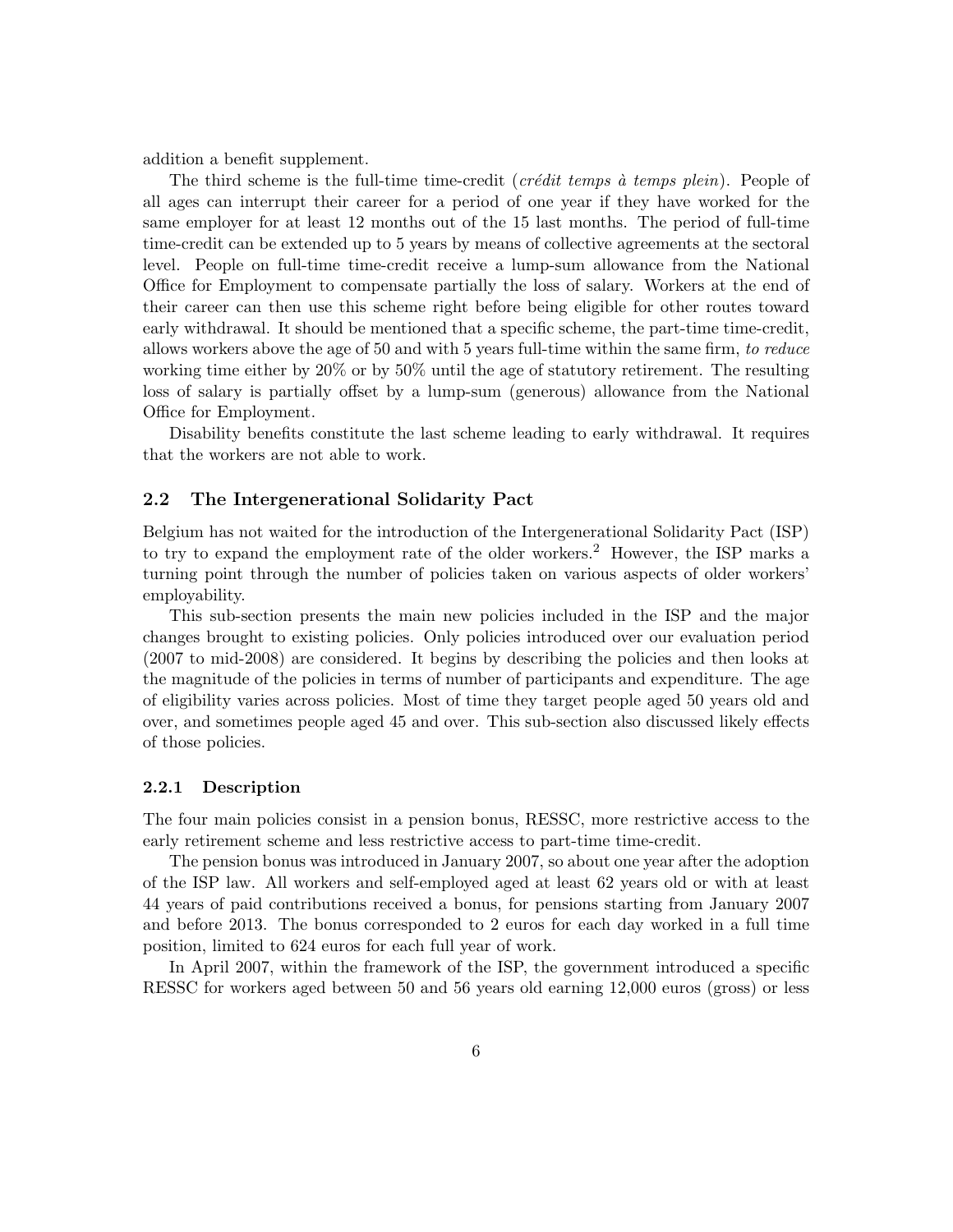addition a benefit supplement.

The third scheme is the full-time time-credit (*crédit temps à temps plein*). People of all ages can interrupt their career for a period of one year if they have worked for the same employer for at least 12 months out of the 15 last months. The period of full-time time-credit can be extended up to 5 years by means of collective agreements at the sectoral level. People on full-time time-credit receive a lump-sum allowance from the National Office for Employment to compensate partially the loss of salary. Workers at the end of their career can then use this scheme right before being eligible for other routes toward early withdrawal. It should be mentioned that a specific scheme, the part-time time-credit, allows workers above the age of 50 and with 5 years full-time within the same firm, *to reduce* working time either by 20% or by 50% until the age of statutory retirement. The resulting loss of salary is partially offset by a lump-sum (generous) allowance from the National Office for Employment.

Disability benefits constitute the last scheme leading to early withdrawal. It requires that the workers are not able to work.

## 2.2 The Intergenerational Solidarity Pact

Belgium has not waited for the introduction of the Intergenerational Solidarity Pact (ISP) to try to expand the employment rate of the older workers.[2] However, the ISP marks a turning point through the number of policies taken on various aspects of older workers' employability.

This sub-section presents the main new policies included in the ISP and the major changes brought to existing policies. Only policies introduced over our evaluation period (2007 to mid-2008) are considered. It begins by describing the policies and then looks at the magnitude of the policies in terms of number of participants and expenditure. The age of eligibility varies across policies. Most of time they target people aged 50 years old and over, and sometimes people aged 45 and over. This sub-section also discussed likely effects of those policies.

### 2.2.1 Description

The four main policies consist in a pension bonus, RESSC, more restrictive access to the early retirement scheme and less restrictive access to part-time time-credit.

The pension bonus was introduced in January 2007, so about one year after the adoption of the ISP law. All workers and self-employed aged at least 62 years old or with at least 44 years of paid contributions received a bonus, for pensions starting from January 2007 and before 2013. The bonus corresponded to 2 euros for each day worked in a full time position, limited to 624 euros for each full year of work.

In April 2007, within the framework of the ISP, the government introduced a specific RESSC for workers aged between 50 and 56 years old earning 12,000 euros (gross) or less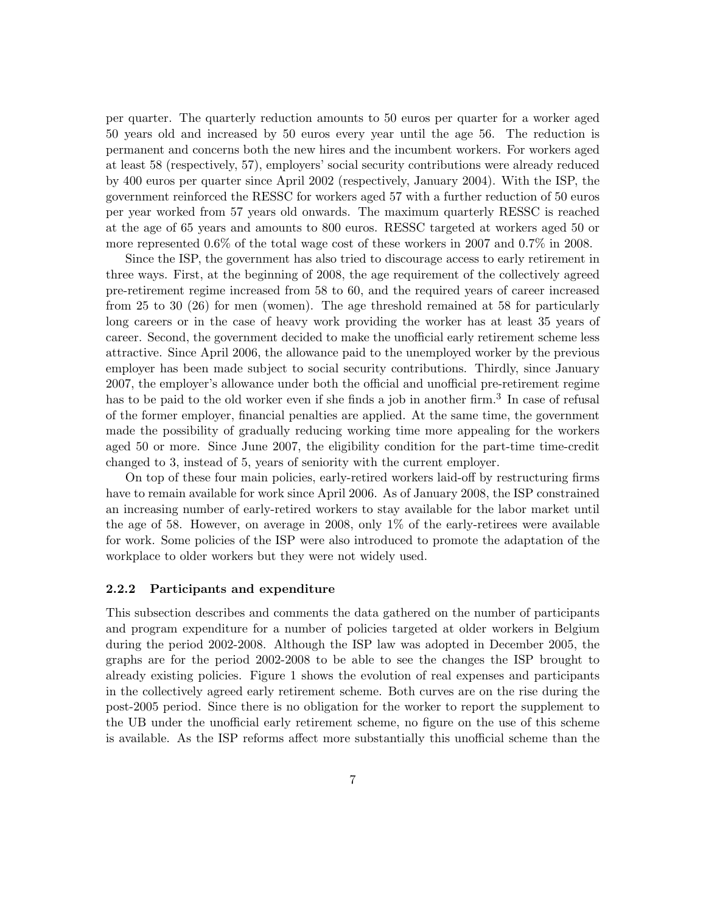per quarter. The quarterly reduction amounts to 50 euros per quarter for a worker aged 50 years old and increased by 50 euros every year until the age 56. The reduction is permanent and concerns both the new hires and the incumbent workers. For workers aged at least 58 (respectively, 57), employers' social security contributions were already reduced by 400 euros per quarter since April 2002 (respectively, January 2004). With the ISP, the government reinforced the RESSC for workers aged 57 with a further reduction of 50 euros per year worked from 57 years old onwards. The maximum quarterly RESSC is reached at the age of 65 years and amounts to 800 euros. RESSC targeted at workers aged 50 or more represented 0.6% of the total wage cost of these workers in 2007 and 0.7% in 2008.

Since the ISP, the government has also tried to discourage access to early retirement in three ways. First, at the beginning of 2008, the age requirement of the collectively agreed pre-retirement regime increased from 58 to 60, and the required years of career increased from 25 to 30 (26) for men (women). The age threshold remained at 58 for particularly long careers or in the case of heavy work providing the worker has at least 35 years of career. Second, the government decided to make the unofficial early retirement scheme less attractive. Since April 2006, the allowance paid to the unemployed worker by the previous employer has been made subject to social security contributions. Thirdly, since January 2007, the employer's allowance under both the official and unofficial pre-retirement regime has to be paid to the old worker even if she finds a job in another firm.[3] In case of refusal of the former employer, financial penalties are applied. At the same time, the government made the possibility of gradually reducing working time more appealing for the workers aged 50 or more. Since June 2007, the eligibility condition for the part-time time-credit changed to 3, instead of 5, years of seniority with the current employer.

On top of these four main policies, early-retired workers laid-off by restructuring firms have to remain available for work since April 2006. As of January 2008, the ISP constrained an increasing number of early-retired workers to stay available for the labor market until the age of 58. However, on average in 2008, only 1% of the early-retirees were available for work. Some policies of the ISP were also introduced to promote the adaptation of the workplace to older workers but they were not widely used.

### 2.2.2 Participants and expenditure

This subsection describes and comments the data gathered on the number of participants and program expenditure for a number of policies targeted at older workers in Belgium during the period 2002-2008. Although the ISP law was adopted in December 2005, the graphs are for the period 2002-2008 to be able to see the changes the ISP brought to already existing policies. Figure 1 shows the evolution of real expenses and participants in the collectively agreed early retirement scheme. Both curves are on the rise during the post-2005 period. Since there is no obligation for the worker to report the supplement to the UB under the unofficial early retirement scheme, no figure on the use of this scheme is available. As the ISP reforms affect more substantially this unofficial scheme than the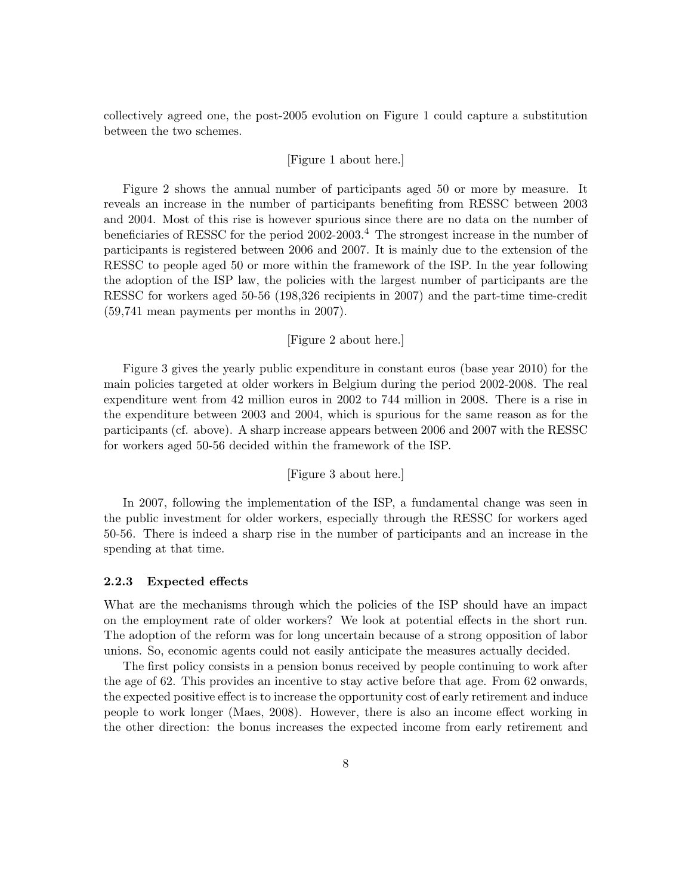collectively agreed one, the post-2005 evolution on Figure 1 could capture a substitution between the two schemes.

[Figure 1 about here.]

Figure 2 shows the annual number of participants aged 50 or more by measure. It reveals an increase in the number of participants benefiting from RESSC between 2003 and 2004. Most of this rise is however spurious since there are no data on the number of beneficiaries of RESSC for the period 2002-2003.[4] The strongest increase in the number of participants is registered between 2006 and 2007. It is mainly due to the extension of the RESSC to people aged 50 or more within the framework of the ISP. In the year following the adoption of the ISP law, the policies with the largest number of participants are the RESSC for workers aged 50-56 (198,326 recipients in 2007) and the part-time time-credit (59,741 mean payments per months in 2007).

[Figure 2 about here.]

Figure 3 gives the yearly public expenditure in constant euros (base year 2010) for the main policies targeted at older workers in Belgium during the period 2002-2008. The real expenditure went from 42 million euros in 2002 to 744 million in 2008. There is a rise in the expenditure between 2003 and 2004, which is spurious for the same reason as for the participants (cf. above). A sharp increase appears between 2006 and 2007 with the RESSC for workers aged 50-56 decided within the framework of the ISP.

[Figure 3 about here.]

In 2007, following the implementation of the ISP, a fundamental change was seen in the public investment for older workers, especially through the RESSC for workers aged 50-56. There is indeed a sharp rise in the number of participants and an increase in the spending at that time.

### 2.2.3 Expected effects

What are the mechanisms through which the policies of the ISP should have an impact on the employment rate of older workers? We look at potential effects in the short run. The adoption of the reform was for long uncertain because of a strong opposition of labor unions. So, economic agents could not easily anticipate the measures actually decided.

The first policy consists in a pension bonus received by people continuing to work after the age of 62. This provides an incentive to stay active before that age. From 62 onwards, the expected positive effect is to increase the opportunity cost of early retirement and induce people to work longer (Maes, 2008). However, there is also an income effect working in the other direction: the bonus increases the expected income from early retirement and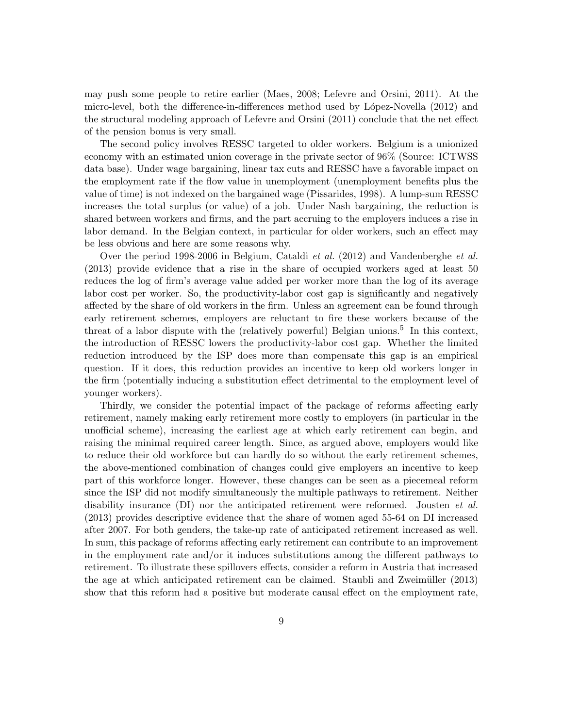may push some people to retire earlier (Maes, 2008; Lefevre and Orsini, 2011). At the micro-level, both the difference-in-differences method used by López-Novella (2012) and the structural modeling approach of Lefevre and Orsini (2011) conclude that the net effect of the pension bonus is very small.

The second policy involves RESSC targeted to older workers. Belgium is a unionized economy with an estimated union coverage in the private sector of 96% (Source: ICTWSS data base). Under wage bargaining, linear tax cuts and RESSC have a favorable impact on the employment rate if the flow value in unemployment (unemployment benefits plus the value of time) is not indexed on the bargained wage (Pissarides, 1998). A lump-sum RESSC increases the total surplus (or value) of a job. Under Nash bargaining, the reduction is shared between workers and firms, and the part accruing to the employers induces a rise in labor demand. In the Belgian context, in particular for older workers, such an effect may be less obvious and here are some reasons why.

Over the period 1998-2006 in Belgium, Cataldi *et al.* (2012) and Vandenberghe *et al.* (2013) provide evidence that a rise in the share of occupied workers aged at least 50 reduces the log of firm's average value added per worker more than the log of its average labor cost per worker. So, the productivity-labor cost gap is significantly and negatively affected by the share of old workers in the firm. Unless an agreement can be found through early retirement schemes, employers are reluctant to fire these workers because of the threat of a labor dispute with the (relatively powerful) Belgian unions.[5] In this context, the introduction of RESSC lowers the productivity-labor cost gap. Whether the limited reduction introduced by the ISP does more than compensate this gap is an empirical question. If it does, this reduction provides an incentive to keep old workers longer in the firm (potentially inducing a substitution effect detrimental to the employment level of younger workers).

Thirdly, we consider the potential impact of the package of reforms affecting early retirement, namely making early retirement more costly to employers (in particular in the unofficial scheme), increasing the earliest age at which early retirement can begin, and raising the minimal required career length. Since, as argued above, employers would like to reduce their old workforce but can hardly do so without the early retirement schemes, the above-mentioned combination of changes could give employers an incentive to keep part of this workforce longer. However, these changes can be seen as a piecemeal reform since the ISP did not modify simultaneously the multiple pathways to retirement. Neither disability insurance (DI) nor the anticipated retirement were reformed. Jousten *et al.* (2013) provides descriptive evidence that the share of women aged 55-64 on DI increased after 2007. For both genders, the take-up rate of anticipated retirement increased as well. In sum, this package of reforms affecting early retirement can contribute to an improvement in the employment rate and/or it induces substitutions among the different pathways to retirement. To illustrate these spillovers effects, consider a reform in Austria that increased the age at which anticipated retirement can be claimed. Staubli and Zweimüller (2013) show that this reform had a positive but moderate causal effect on the employment rate,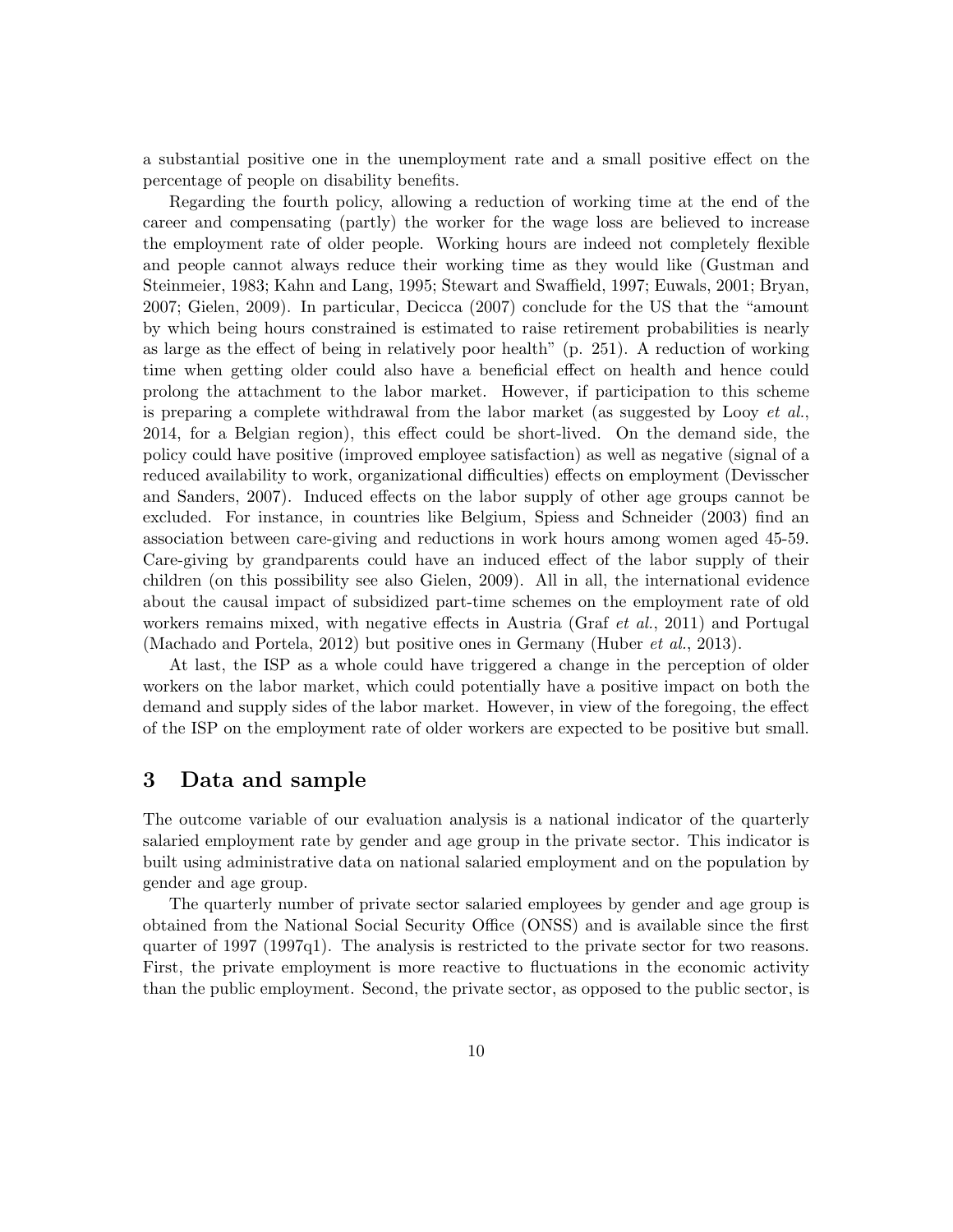a substantial positive one in the unemployment rate and a small positive effect on the percentage of people on disability benefits.

Regarding the fourth policy, allowing a reduction of working time at the end of the career and compensating (partly) the worker for the wage loss are believed to increase the employment rate of older people. Working hours are indeed not completely flexible and people cannot always reduce their working time as they would like (Gustman and Steinmeier, 1983; Kahn and Lang, 1995; Stewart and Swaffield, 1997; Euwals, 2001; Bryan, 2007; Gielen, 2009). In particular, Decicca (2007) conclude for the US that the "amount by which being hours constrained is estimated to raise retirement probabilities is nearly as large as the effect of being in relatively poor health" (p. 251). A reduction of working time when getting older could also have a beneficial effect on health and hence could prolong the attachment to the labor market. However, if participation to this scheme is preparing a complete withdrawal from the labor market (as suggested by Looy *et al.*, 2014, for a Belgian region), this effect could be short-lived. On the demand side, the policy could have positive (improved employee satisfaction) as well as negative (signal of a reduced availability to work, organizational difficulties) effects on employment (Devisscher and Sanders, 2007). Induced effects on the labor supply of other age groups cannot be excluded. For instance, in countries like Belgium, Spiess and Schneider (2003) find an association between care-giving and reductions in work hours among women aged 45-59. Care-giving by grandparents could have an induced effect of the labor supply of their children (on this possibility see also Gielen, 2009). All in all, the international evidence about the causal impact of subsidized part-time schemes on the employment rate of old workers remains mixed, with negative effects in Austria (Graf *et al.*, 2011) and Portugal (Machado and Portela, 2012) but positive ones in Germany (Huber *et al.*, 2013).

At last, the ISP as a whole could have triggered a change in the perception of older workers on the labor market, which could potentially have a positive impact on both the demand and supply sides of the labor market. However, in view of the foregoing, the effect of the ISP on the employment rate of older workers are expected to be positive but small.

## 3 Data and sample

The outcome variable of our evaluation analysis is a national indicator of the quarterly salaried employment rate by gender and age group in the private sector. This indicator is built using administrative data on national salaried employment and on the population by gender and age group.

The quarterly number of private sector salaried employees by gender and age group is obtained from the National Social Security Office (ONSS) and is available since the first quarter of 1997 (1997q1). The analysis is restricted to the private sector for two reasons. First, the private employment is more reactive to fluctuations in the economic activity than the public employment. Second, the private sector, as opposed to the public sector, is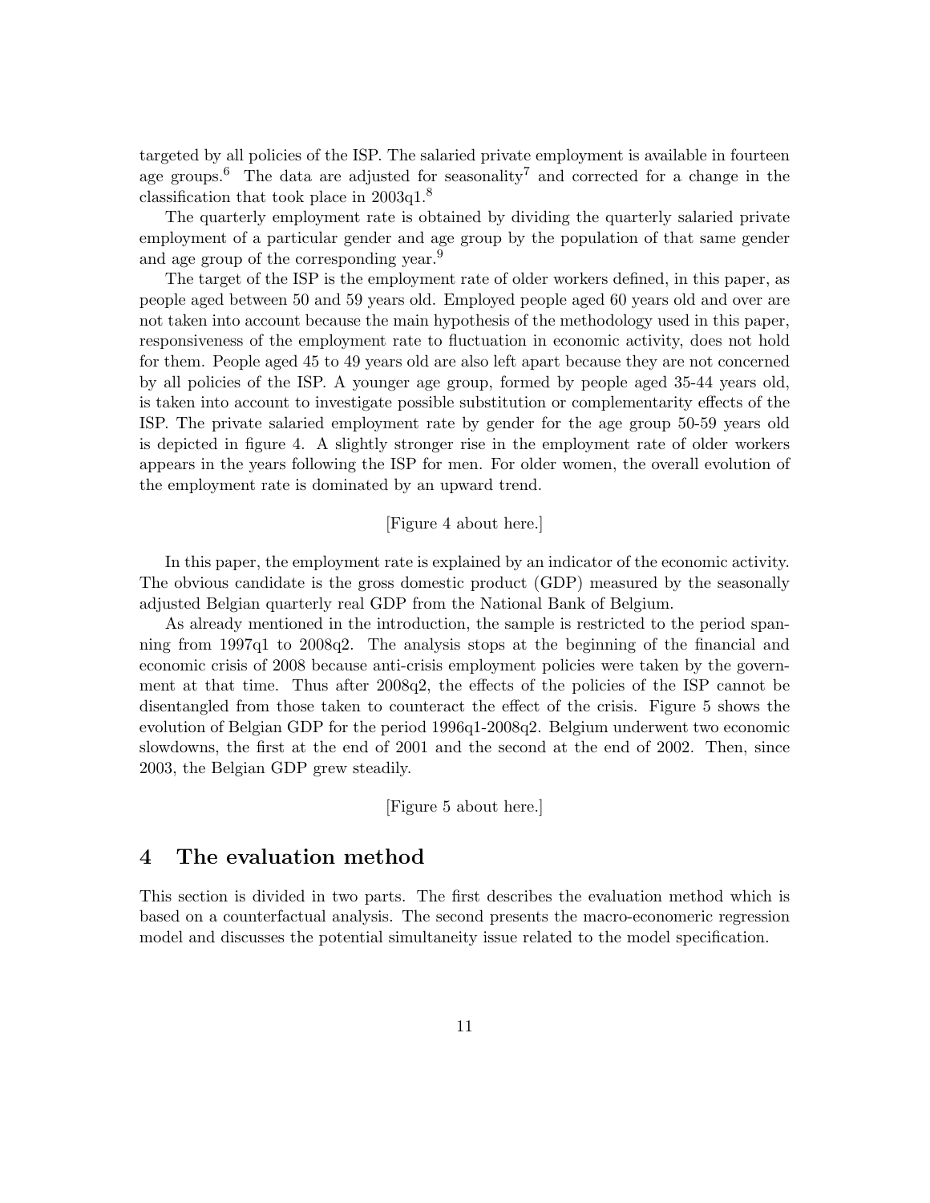targeted by all policies of the ISP. The salaried private employment is available in fourteen age groups.[6] The data are adjusted for seasonality[7] and corrected for a change in the classification that took place in 2003q1.[8]

The quarterly employment rate is obtained by dividing the quarterly salaried private employment of a particular gender and age group by the population of that same gender and age group of the corresponding year.[9]

The target of the ISP is the employment rate of older workers defined, in this paper, as people aged between 50 and 59 years old. Employed people aged 60 years old and over are not taken into account because the main hypothesis of the methodology used in this paper, responsiveness of the employment rate to fluctuation in economic activity, does not hold for them. People aged 45 to 49 years old are also left apart because they are not concerned by all policies of the ISP. A younger age group, formed by people aged 35-44 years old, is taken into account to investigate possible substitution or complementarity effects of the ISP. The private salaried employment rate by gender for the age group 50-59 years old is depicted in figure 4. A slightly stronger rise in the employment rate of older workers appears in the years following the ISP for men. For older women, the overall evolution of the employment rate is dominated by an upward trend.

[Figure 4 about here.]

In this paper, the employment rate is explained by an indicator of the economic activity. The obvious candidate is the gross domestic product (GDP) measured by the seasonally adjusted Belgian quarterly real GDP from the National Bank of Belgium.

As already mentioned in the introduction, the sample is restricted to the period spanning from 1997q1 to 2008q2. The analysis stops at the beginning of the financial and economic crisis of 2008 because anti-crisis employment policies were taken by the government at that time. Thus after 2008q2, the effects of the policies of the ISP cannot be disentangled from those taken to counteract the effect of the crisis. Figure 5 shows the evolution of Belgian GDP for the period 1996q1-2008q2. Belgium underwent two economic slowdowns, the first at the end of 2001 and the second at the end of 2002. Then, since 2003, the Belgian GDP grew steadily.

[Figure 5 about here.]

## 4 The evaluation method

This section is divided in two parts. The first describes the evaluation method which is based on a counterfactual analysis. The second presents the macro-economeric regression model and discusses the potential simultaneity issue related to the model specification.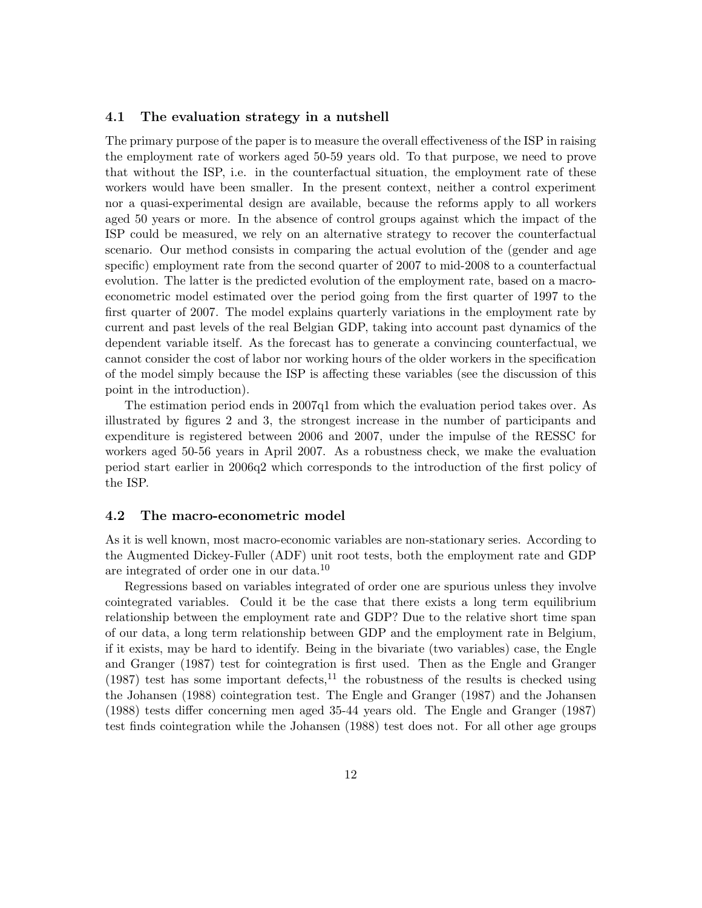### 4.1 The evaluation strategy in a nutshell

The primary purpose of the paper is to measure the overall effectiveness of the ISP in raising the employment rate of workers aged 50-59 years old. To that purpose, we need to prove that without the ISP, i.e. in the counterfactual situation, the employment rate of these workers would have been smaller. In the present context, neither a control experiment nor a quasi-experimental design are available, because the reforms apply to all workers aged 50 years or more. In the absence of control groups against which the impact of the ISP could be measured, we rely on an alternative strategy to recover the counterfactual scenario. Our method consists in comparing the actual evolution of the (gender and age specific) employment rate from the second quarter of 2007 to mid-2008 to a counterfactual evolution. The latter is the predicted evolution of the employment rate, based on a macro-econometric model estimated over the period going from the first quarter of 1997 to the first quarter of 2007. The model explains quarterly variations in the employment rate by current and past levels of the real Belgian GDP, taking into account past dynamics of the dependent variable itself. As the forecast has to generate a convincing counterfactual, we cannot consider the cost of labor nor working hours of the older workers in the specification of the model simply because the ISP is affecting these variables (see the discussion of this point in the introduction).

The estimation period ends in 2007q1 from which the evaluation period takes over. As illustrated by figures 2 and 3, the strongest increase in the number of participants and expenditure is registered between 2006 and 2007, under the impulse of the RESSC for workers aged 50-56 years in April 2007. As a robustness check, we make the evaluation period start earlier in 2006q2 which corresponds to the introduction of the first policy of the ISP.

### 4.2 The macro-econometric model

As it is well known, most macro-economic variables are non-stationary series. According to the Augmented Dickey-Fuller (ADF) unit root tests, both the employment rate and GDP are integrated of order one in our data.[10]

Regressions based on variables integrated of order one are spurious unless they involve cointegrated variables. Could it be the case that there exists a long term equilibrium relationship between the employment rate and GDP? Due to the relative short time span of our data, a long term relationship between GDP and the employment rate in Belgium, if it exists, may be hard to identify. Being in the bivariate (two variables) case, the Engle and Granger (1987) test for cointegration is first used. Then as the Engle and Granger (1987) test has some important defects,[11] the robustness of the results is checked using the Johansen (1988) cointegration test. The Engle and Granger (1987) and the Johansen (1988) tests differ concerning men aged 35-44 years old. The Engle and Granger (1987) test finds cointegration while the Johansen (1988) test does not. For all other age groups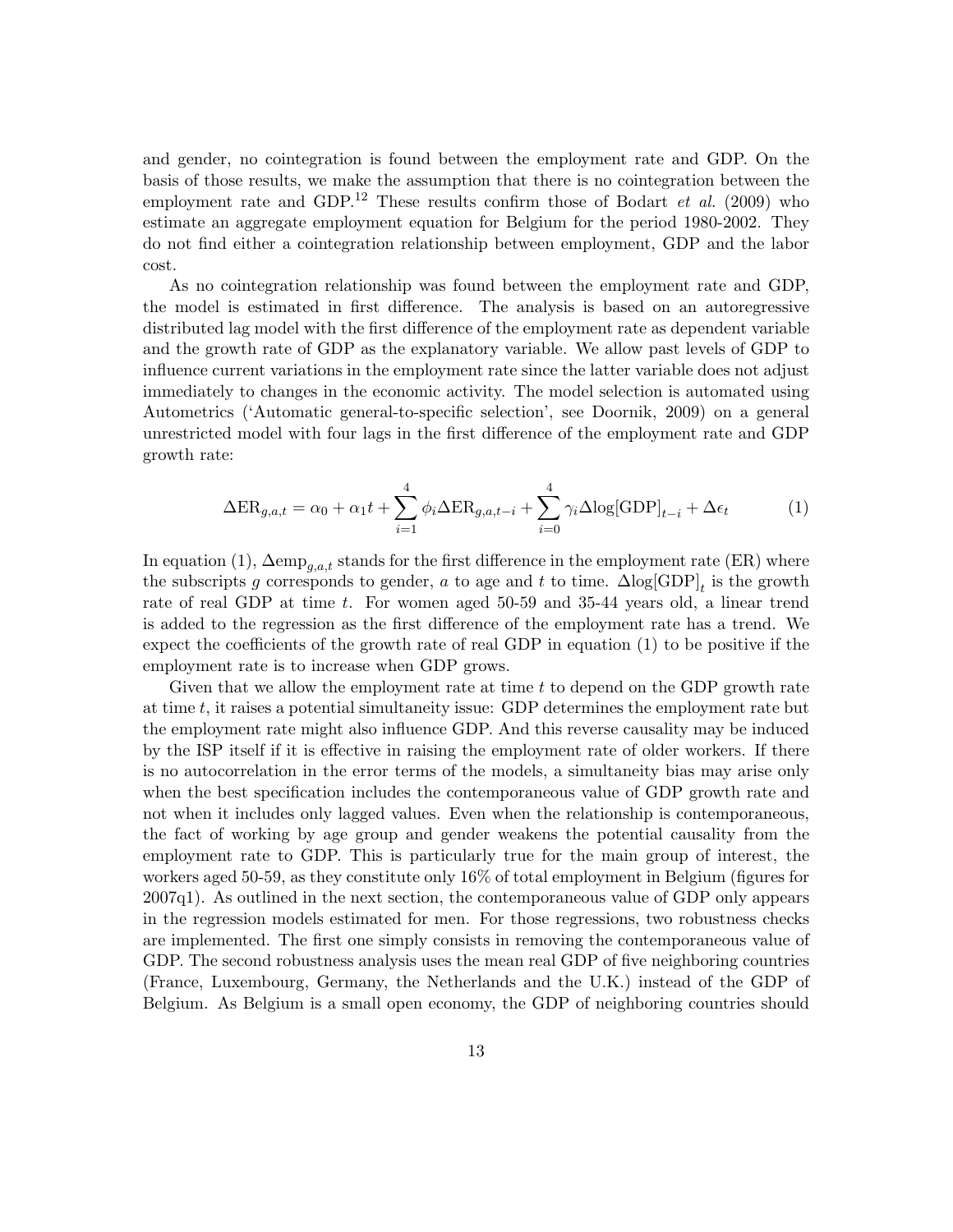and gender, no cointegration is found between the employment rate and GDP. On the basis of those results, we make the assumption that there is no cointegration between the employment rate and GDP.[12] These results confirm those of Bodart *et al.* (2009) who estimate an aggregate employment equation for Belgium for the period 1980-2002. They do not find either a cointegration relationship between employment, GDP and the labor cost.

As no cointegration relationship was found between the employment rate and GDP, the model is estimated in first difference. The analysis is based on an autoregressive distributed lag model with the first difference of the employment rate as dependent variable and the growth rate of GDP as the explanatory variable. We allow past levels of GDP to influence current variations in the employment rate since the latter variable does not adjust immediately to changes in the economic activity. The model selection is automated using Autometrics ('Automatic general-to-specific selection', see Doornik, 2009) on a general unrestricted model with four lags in the first difference of the employment rate and GDP growth rate:

$$\Delta \text{ER}_{g,a,t} = \alpha_0 + \alpha_1 t + \sum_{i=1}^{4} \phi_i \Delta \text{ER}_{g,a,t-i} + \sum_{i=0}^{4} \gamma_i \Delta \log[\text{GDP}]_{t-i} + \Delta \epsilon_t \tag{1}$$

In equation (1), $\Delta \text{emp}_{g,a,t}$ stands for the first difference in the employment rate (ER) where the subscripts $g$ corresponds to gender, $a$ to age and $t$ to time. $\Delta \log[\text{GDP}]_t$ is the growth rate of real GDP at time $t$. For women aged 50-59 and 35-44 years old, a linear trend is added to the regression as the first difference of the employment rate has a trend. We expect the coefficients of the growth rate of real GDP in equation (1) to be positive if the employment rate is to increase when GDP grows.

Given that we allow the employment rate at time $t$ to depend on the GDP growth rate at time $t$, it raises a potential simultaneity issue: GDP determines the employment rate but the employment rate might also influence GDP. And this reverse causality may be induced by the ISP itself if it is effective in raising the employment rate of older workers. If there is no autocorrelation in the error terms of the models, a simultaneity bias may arise only when the best specification includes the contemporaneous value of GDP growth rate and not when it includes only lagged values. Even when the relationship is contemporaneous, the fact of working by age group and gender weakens the potential causality from the employment rate to GDP. This is particularly true for the main group of interest, the workers aged 50-59, as they constitute only 16% of total employment in Belgium (figures for 2007q1). As outlined in the next section, the contemporaneous value of GDP only appears in the regression models estimated for men. For those regressions, two robustness checks are implemented. The first one simply consists in removing the contemporaneous value of GDP. The second robustness analysis uses the mean real GDP of five neighboring countries (France, Luxembourg, Germany, the Netherlands and the U.K.) instead of the GDP of Belgium. As Belgium is a small open economy, the GDP of neighboring countries should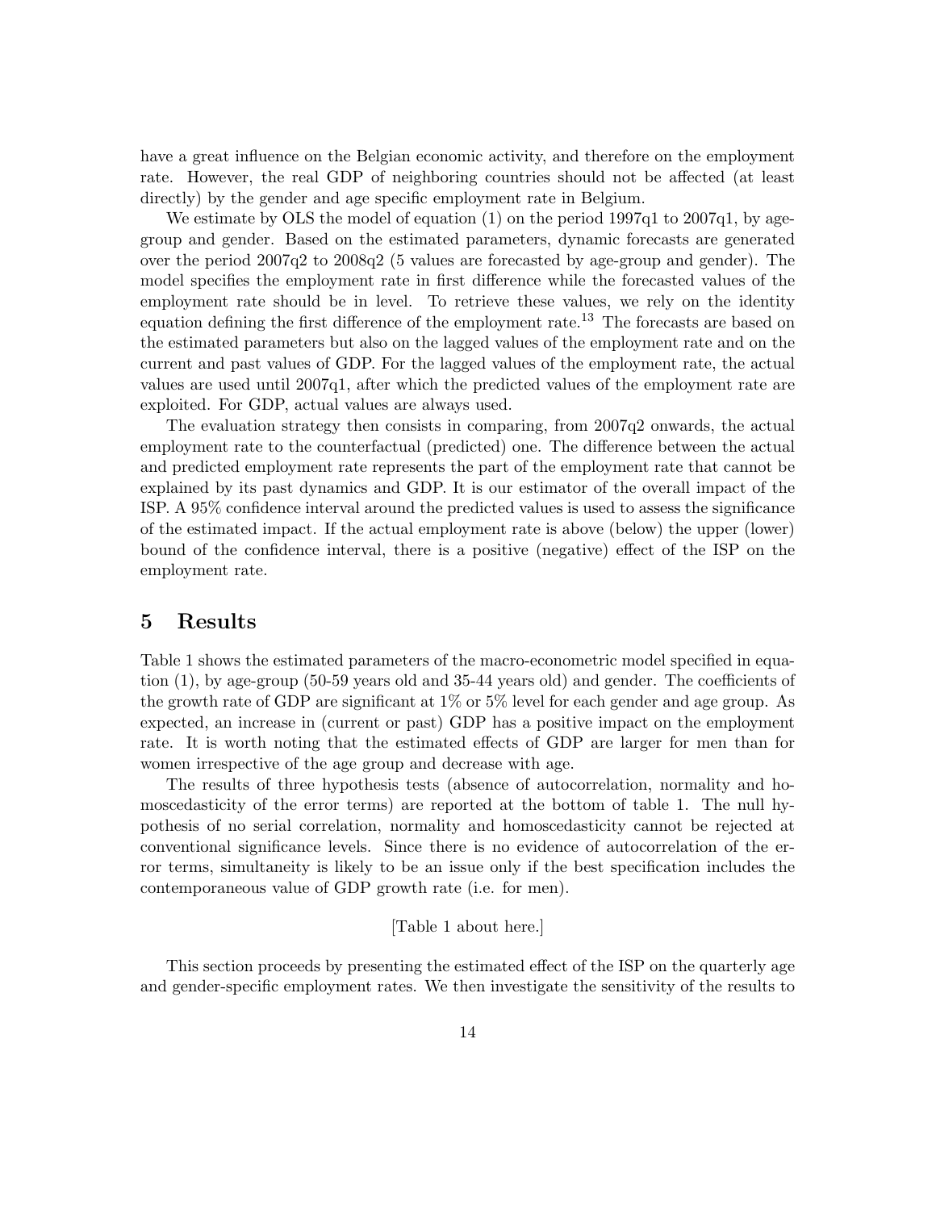have a great influence on the Belgian economic activity, and therefore on the employment rate. However, the real GDP of neighboring countries should not be affected (at least directly) by the gender and age specific employment rate in Belgium.

We estimate by OLS the model of equation (1) on the period 1997q1 to 2007q1, by age-group and gender. Based on the estimated parameters, dynamic forecasts are generated over the period 2007q2 to 2008q2 (5 values are forecasted by age-group and gender). The model specifies the employment rate in first difference while the forecasted values of the employment rate should be in level. To retrieve these values, we rely on the identity equation defining the first difference of the employment rate.[13] The forecasts are based on the estimated parameters but also on the lagged values of the employment rate and on the current and past values of GDP. For the lagged values of the employment rate, the actual values are used until 2007q1, after which the predicted values of the employment rate are exploited. For GDP, actual values are always used.

The evaluation strategy then consists in comparing, from 2007q2 onwards, the actual employment rate to the counterfactual (predicted) one. The difference between the actual and predicted employment rate represents the part of the employment rate that cannot be explained by its past dynamics and GDP. It is our estimator of the overall impact of the ISP. A 95% confidence interval around the predicted values is used to assess the significance of the estimated impact. If the actual employment rate is above (below) the upper (lower) bound of the confidence interval, there is a positive (negative) effect of the ISP on the employment rate.

# 5 Results

Table 1 shows the estimated parameters of the macro-econometric model specified in equation (1), by age-group (50-59 years old and 35-44 years old) and gender. The coefficients of the growth rate of GDP are significant at 1% or 5% level for each gender and age group. As expected, an increase in (current or past) GDP has a positive impact on the employment rate. It is worth noting that the estimated effects of GDP are larger for men than for women irrespective of the age group and decrease with age.

The results of three hypothesis tests (absence of autocorrelation, normality and homoscedasticity of the error terms) are reported at the bottom of table 1. The null hypothesis of no serial correlation, normality and homoscedasticity cannot be rejected at conventional significance levels. Since there is no evidence of autocorrelation of the error terms, simultaneity is likely to be an issue only if the best specification includes the contemporaneous value of GDP growth rate (i.e. for men).

[Table 1 about here.]

This section proceeds by presenting the estimated effect of the ISP on the quarterly age and gender-specific employment rates. We then investigate the sensitivity of the results to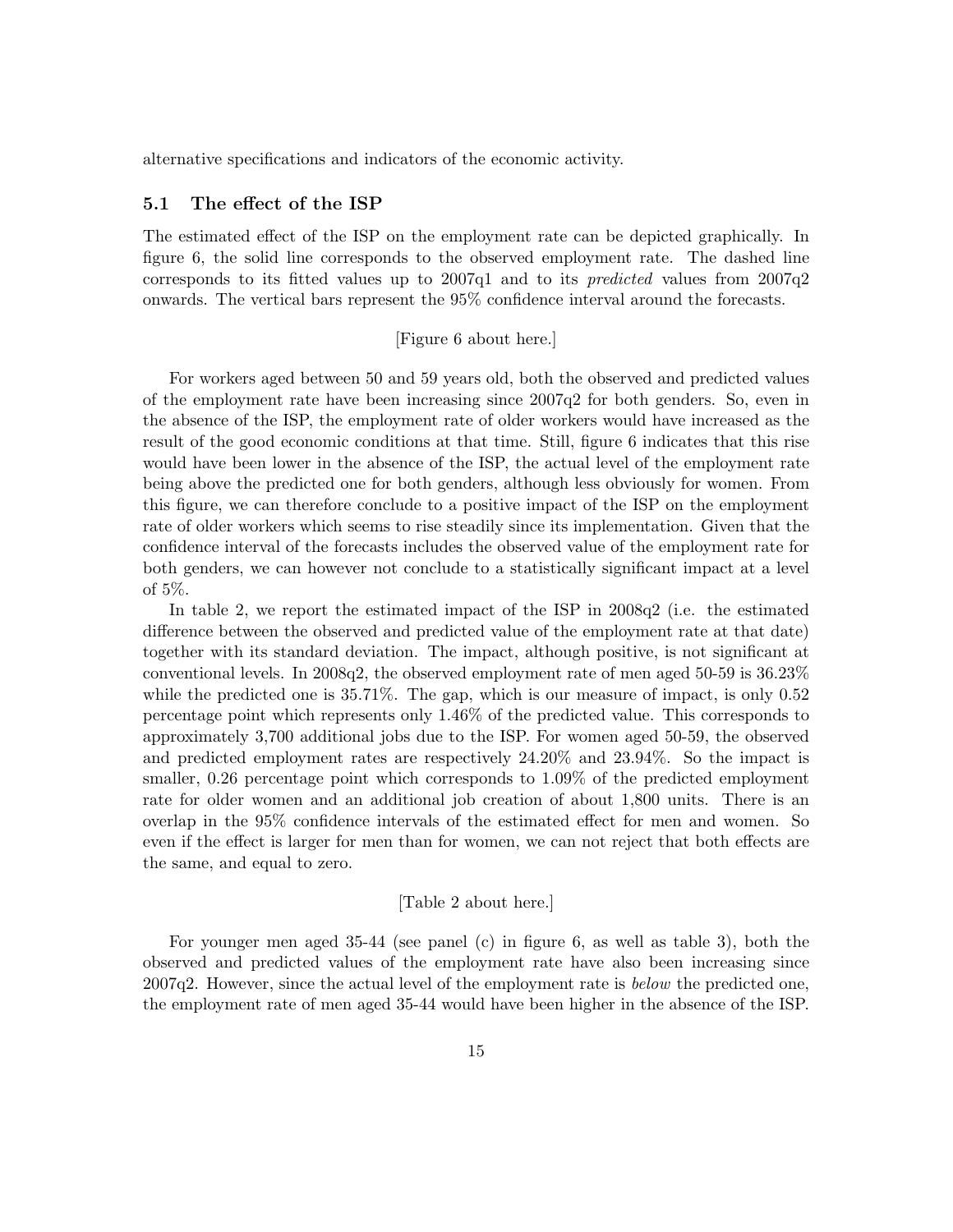alternative specifications and indicators of the economic activity.

### 5.1 The effect of the ISP

The estimated effect of the ISP on the employment rate can be depicted graphically. In figure 6, the solid line corresponds to the observed employment rate. The dashed line corresponds to its fitted values up to 2007q1 and to its *predicted* values from 2007q2 onwards. The vertical bars represent the 95% confidence interval around the forecasts.

[Figure 6 about here.]

For workers aged between 50 and 59 years old, both the observed and predicted values of the employment rate have been increasing since 2007q2 for both genders. So, even in the absence of the ISP, the employment rate of older workers would have increased as the result of the good economic conditions at that time. Still, figure 6 indicates that this rise would have been lower in the absence of the ISP, the actual level of the employment rate being above the predicted one for both genders, although less obviously for women. From this figure, we can therefore conclude to a positive impact of the ISP on the employment rate of older workers which seems to rise steadily since its implementation. Given that the confidence interval of the forecasts includes the observed value of the employment rate for both genders, we can however not conclude to a statistically significant impact at a level of 5%.

In table 2, we report the estimated impact of the ISP in 2008q2 (i.e. the estimated difference between the observed and predicted value of the employment rate at that date) together with its standard deviation. The impact, although positive, is not significant at conventional levels. In 2008q2, the observed employment rate of men aged 50-59 is 36.23% while the predicted one is 35.71%. The gap, which is our measure of impact, is only 0.52 percentage point which represents only 1.46% of the predicted value. This corresponds to approximately 3,700 additional jobs due to the ISP. For women aged 50-59, the observed and predicted employment rates are respectively 24.20% and 23.94%. So the impact is smaller, 0.26 percentage point which corresponds to 1.09% of the predicted employment rate for older women and an additional job creation of about 1,800 units. There is an overlap in the 95% confidence intervals of the estimated effect for men and women. So even if the effect is larger for men than for women, we can not reject that both effects are the same, and equal to zero.

[Table 2 about here.]

For younger men aged 35-44 (see panel (c) in figure 6, as well as table 3), both the observed and predicted values of the employment rate have also been increasing since 2007q2. However, since the actual level of the employment rate is *below* the predicted one, the employment rate of men aged 35-44 would have been higher in the absence of the ISP.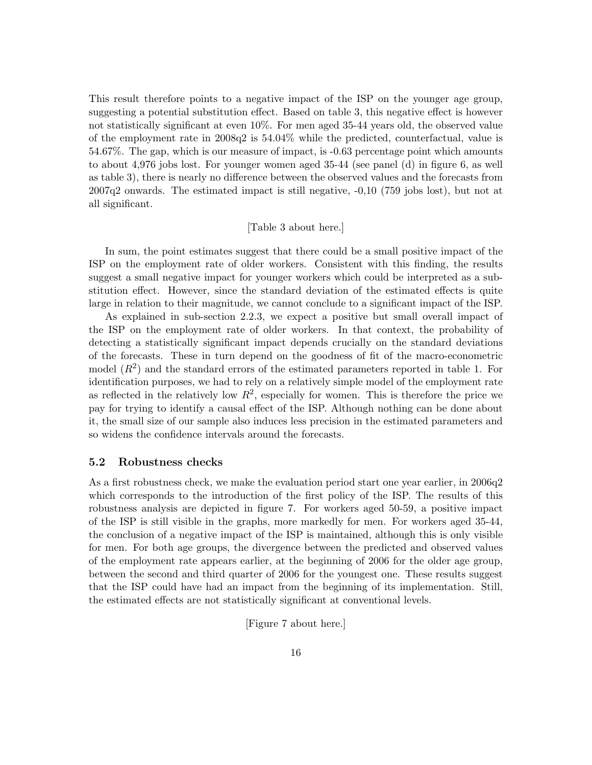This result therefore points to a negative impact of the ISP on the younger age group, suggesting a potential substitution effect. Based on table 3, this negative effect is however not statistically significant at even 10%. For men aged 35-44 years old, the observed value of the employment rate in 2008q2 is 54.04% while the predicted, counterfactual, value is 54.67%. The gap, which is our measure of impact, is -0.63 percentage point which amounts to about 4,976 jobs lost. For younger women aged 35-44 (see panel (d) in figure 6, as well as table 3), there is nearly no difference between the observed values and the forecasts from 2007q2 onwards. The estimated impact is still negative, -0,10 (759 jobs lost), but not at all significant.

[Table 3 about here.]

In sum, the point estimates suggest that there could be a small positive impact of the ISP on the employment rate of older workers. Consistent with this finding, the results suggest a small negative impact for younger workers which could be interpreted as a substitution effect. However, since the standard deviation of the estimated effects is quite large in relation to their magnitude, we cannot conclude to a significant impact of the ISP.

As explained in sub-section 2.2.3, we expect a positive but small overall impact of the ISP on the employment rate of older workers. In that context, the probability of detecting a statistically significant impact depends crucially on the standard deviations of the forecasts. These in turn depend on the goodness of fit of the macro-econometric model ($R^2$) and the standard errors of the estimated parameters reported in table 1. For identification purposes, we had to rely on a relatively simple model of the employment rate as reflected in the relatively low $R^2$, especially for women. This is therefore the price we pay for trying to identify a causal effect of the ISP. Although nothing can be done about it, the small size of our sample also induces less precision in the estimated parameters and so widens the confidence intervals around the forecasts.

### 5.2 Robustness checks

As a first robustness check, we make the evaluation period start one year earlier, in 2006q2 which corresponds to the introduction of the first policy of the ISP. The results of this robustness analysis are depicted in figure 7. For workers aged 50-59, a positive impact of the ISP is still visible in the graphs, more markedly for men. For workers aged 35-44, the conclusion of a negative impact of the ISP is maintained, although this is only visible for men. For both age groups, the divergence between the predicted and observed values of the employment rate appears earlier, at the beginning of 2006 for the older age group, between the second and third quarter of 2006 for the youngest one. These results suggest that the ISP could have had an impact from the beginning of its implementation. Still, the estimated effects are not statistically significant at conventional levels.

[Figure 7 about here.]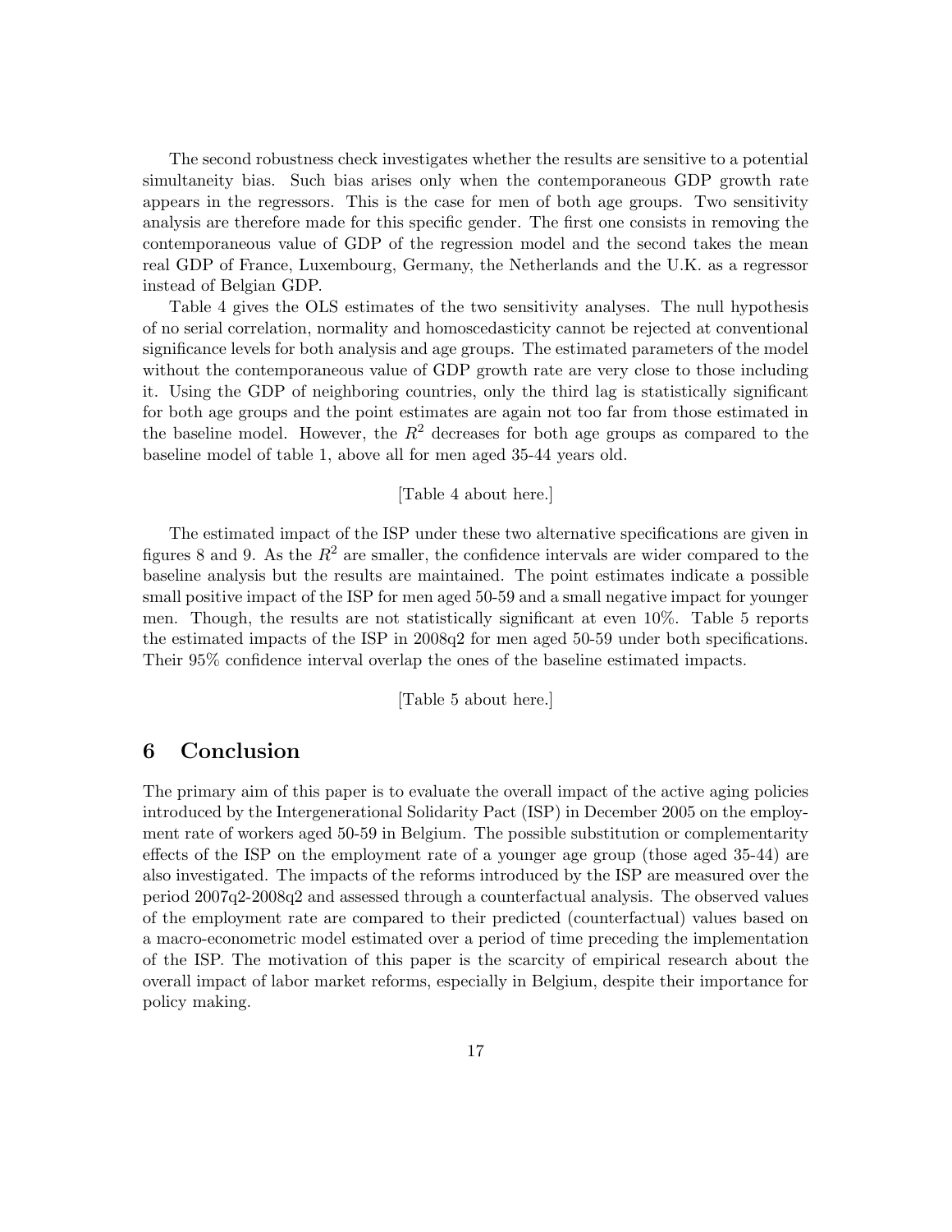The second robustness check investigates whether the results are sensitive to a potential simultaneity bias. Such bias arises only when the contemporaneous GDP growth rate appears in the regressors. This is the case for men of both age groups. Two sensitivity analysis are therefore made for this specific gender. The first one consists in removing the contemporaneous value of GDP of the regression model and the second takes the mean real GDP of France, Luxembourg, Germany, the Netherlands and the U.K. as a regressor instead of Belgian GDP.

Table 4 gives the OLS estimates of the two sensitivity analyses. The null hypothesis of no serial correlation, normality and homoscedasticity cannot be rejected at conventional significance levels for both analysis and age groups. The estimated parameters of the model without the contemporaneous value of GDP growth rate are very close to those including it. Using the GDP of neighboring countries, only the third lag is statistically significant for both age groups and the point estimates are again not too far from those estimated in the baseline model. However, the $R^2$ decreases for both age groups as compared to the baseline model of table 1, above all for men aged 35-44 years old.

[Table 4 about here.]

The estimated impact of the ISP under these two alternative specifications are given in figures 8 and 9. As the $R^2$ are smaller, the confidence intervals are wider compared to the baseline analysis but the results are maintained. The point estimates indicate a possible small positive impact of the ISP for men aged 50-59 and a small negative impact for younger men. Though, the results are not statistically significant at even 10%. Table 5 reports the estimated impacts of the ISP in 2008q2 for men aged 50-59 under both specifications. Their 95% confidence interval overlap the ones of the baseline estimated impacts.

[Table 5 about here.]

## 6 Conclusion

The primary aim of this paper is to evaluate the overall impact of the active aging policies introduced by the Intergenerational Solidarity Pact (ISP) in December 2005 on the employment rate of workers aged 50-59 in Belgium. The possible substitution or complementarity effects of the ISP on the employment rate of a younger age group (those aged 35-44) are also investigated. The impacts of the reforms introduced by the ISP are measured over the period 2007q2-2008q2 and assessed through a counterfactual analysis. The observed values of the employment rate are compared to their predicted (counterfactual) values based on a macro-econometric model estimated over a period of time preceding the implementation of the ISP. The motivation of this paper is the scarcity of empirical research about the overall impact of labor market reforms, especially in Belgium, despite their importance for policy making.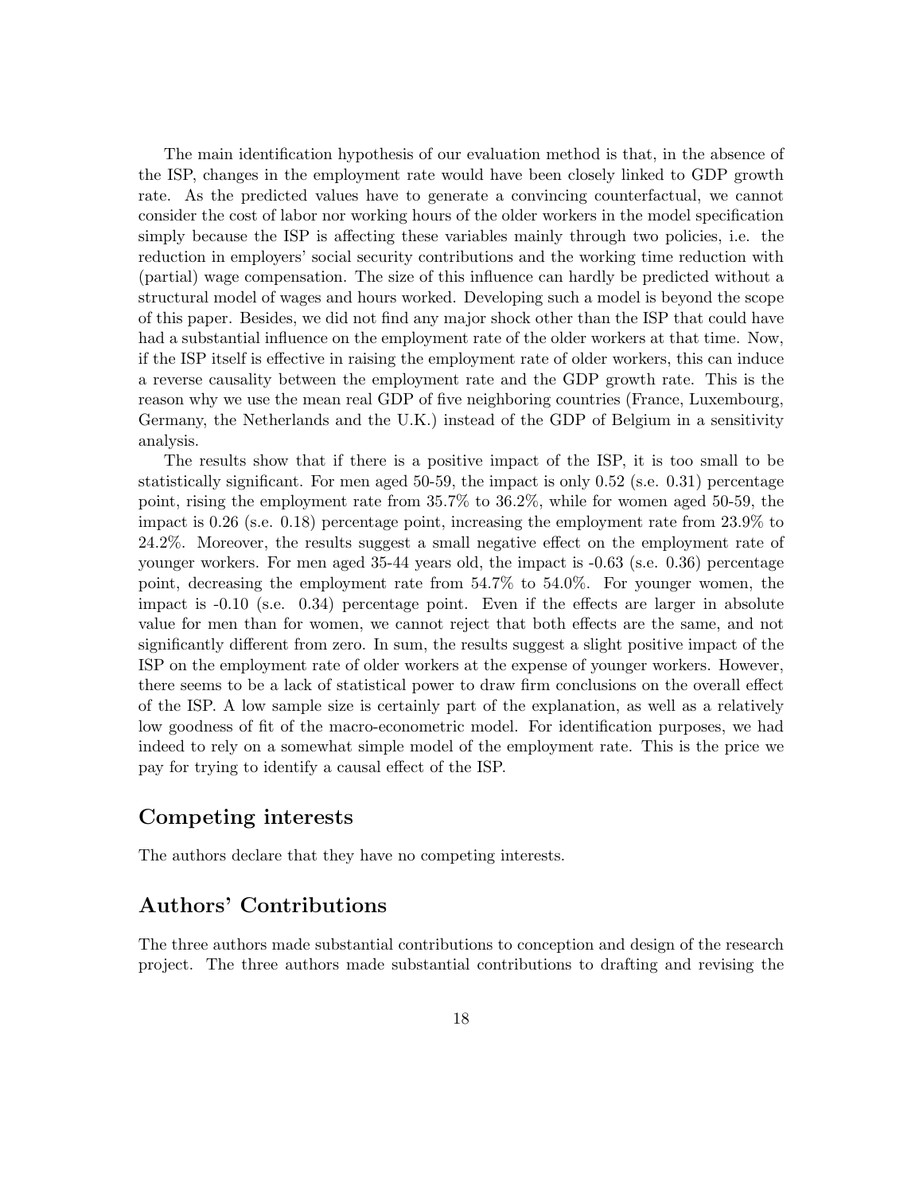The main identification hypothesis of our evaluation method is that, in the absence of the ISP, changes in the employment rate would have been closely linked to GDP growth rate. As the predicted values have to generate a convincing counterfactual, we cannot consider the cost of labor nor working hours of the older workers in the model specification simply because the ISP is affecting these variables mainly through two policies, i.e. the reduction in employers' social security contributions and the working time reduction with (partial) wage compensation. The size of this influence can hardly be predicted without a structural model of wages and hours worked. Developing such a model is beyond the scope of this paper. Besides, we did not find any major shock other than the ISP that could have had a substantial influence on the employment rate of the older workers at that time. Now, if the ISP itself is effective in raising the employment rate of older workers, this can induce a reverse causality between the employment rate and the GDP growth rate. This is the reason why we use the mean real GDP of five neighboring countries (France, Luxembourg, Germany, the Netherlands and the U.K.) instead of the GDP of Belgium in a sensitivity analysis.

The results show that if there is a positive impact of the ISP, it is too small to be statistically significant. For men aged 50-59, the impact is only 0.52 (s.e. 0.31) percentage point, rising the employment rate from 35.7% to 36.2%, while for women aged 50-59, the impact is 0.26 (s.e. 0.18) percentage point, increasing the employment rate from 23.9% to 24.2%. Moreover, the results suggest a small negative effect on the employment rate of younger workers. For men aged 35-44 years old, the impact is -0.63 (s.e. 0.36) percentage point, decreasing the employment rate from 54.7% to 54.0%. For younger women, the impact is -0.10 (s.e. 0.34) percentage point. Even if the effects are larger in absolute value for men than for women, we cannot reject that both effects are the same, and not significantly different from zero. In sum, the results suggest a slight positive impact of the ISP on the employment rate of older workers at the expense of younger workers. However, there seems to be a lack of statistical power to draw firm conclusions on the overall effect of the ISP. A low sample size is certainly part of the explanation, as well as a relatively low goodness of fit of the macro-econometric model. For identification purposes, we had indeed to rely on a somewhat simple model of the employment rate. This is the price we pay for trying to identify a causal effect of the ISP.

## Competing interests

The authors declare that they have no competing interests.

## Authors' Contributions

The three authors made substantial contributions to conception and design of the research project. The three authors made substantial contributions to drafting and revising the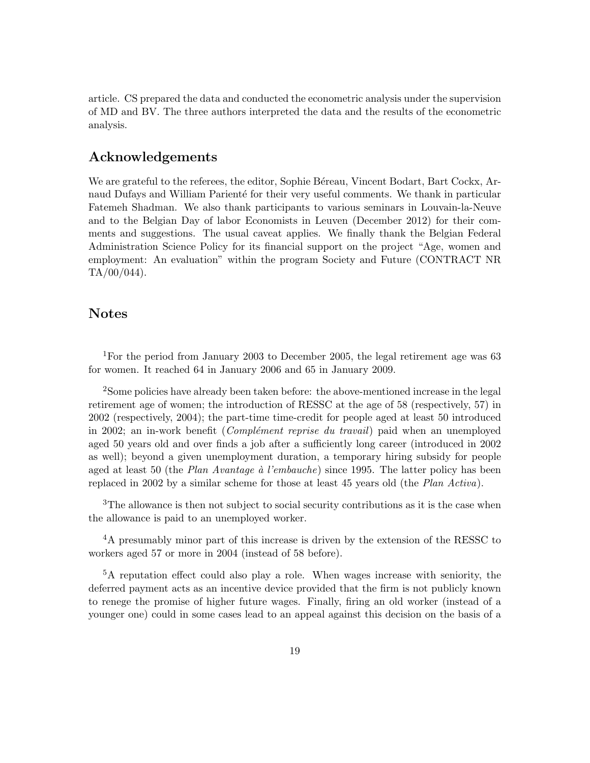article. CS prepared the data and conducted the econometric analysis under the supervision of MD and BV. The three authors interpreted the data and the results of the econometric analysis.

## Acknowledgements

We are grateful to the referees, the editor, Sophie Béreau, Vincent Bodart, Bart Cockx, Arnaud Dufays and William Parienté for their very useful comments. We thank in particular Fatemeh Shadman. We also thank participants to various seminars in Louvain-la-Neuve and to the Belgian Day of labor Economists in Leuven (December 2012) for their comments and suggestions. The usual caveat applies. We finally thank the Belgian Federal Administration Science Policy for its financial support on the project "Age, women and employment: An evaluation" within the program Society and Future (CONTRACT NR TA/00/044).

## Notes

[1]For the period from January 2003 to December 2005, the legal retirement age was 63 for women. It reached 64 in January 2006 and 65 in January 2009.

[2]Some policies have already been taken before: the above-mentioned increase in the legal retirement age of women; the introduction of RESSC at the age of 58 (respectively, 57) in 2002 (respectively, 2004); the part-time time-credit for people aged at least 50 introduced in 2002; an in-work benefit (*Complément reprise du travail*) paid when an unemployed aged 50 years old and over finds a job after a sufficiently long career (introduced in 2002 as well); beyond a given unemployment duration, a temporary hiring subsidy for people aged at least 50 (the *Plan Avantage à l'embauche*) since 1995. The latter policy has been replaced in 2002 by a similar scheme for those at least 45 years old (the *Plan Activa*).

[3]The allowance is then not subject to social security contributions as it is the case when the allowance is paid to an unemployed worker.

[4]A presumably minor part of this increase is driven by the extension of the RESSC to workers aged 57 or more in 2004 (instead of 58 before).

[5]A reputation effect could also play a role. When wages increase with seniority, the deferred payment acts as an incentive device provided that the firm is not publicly known to renege the promise of higher future wages. Finally, firing an old worker (instead of a younger one) could in some cases lead to an appeal against this decision on the basis of a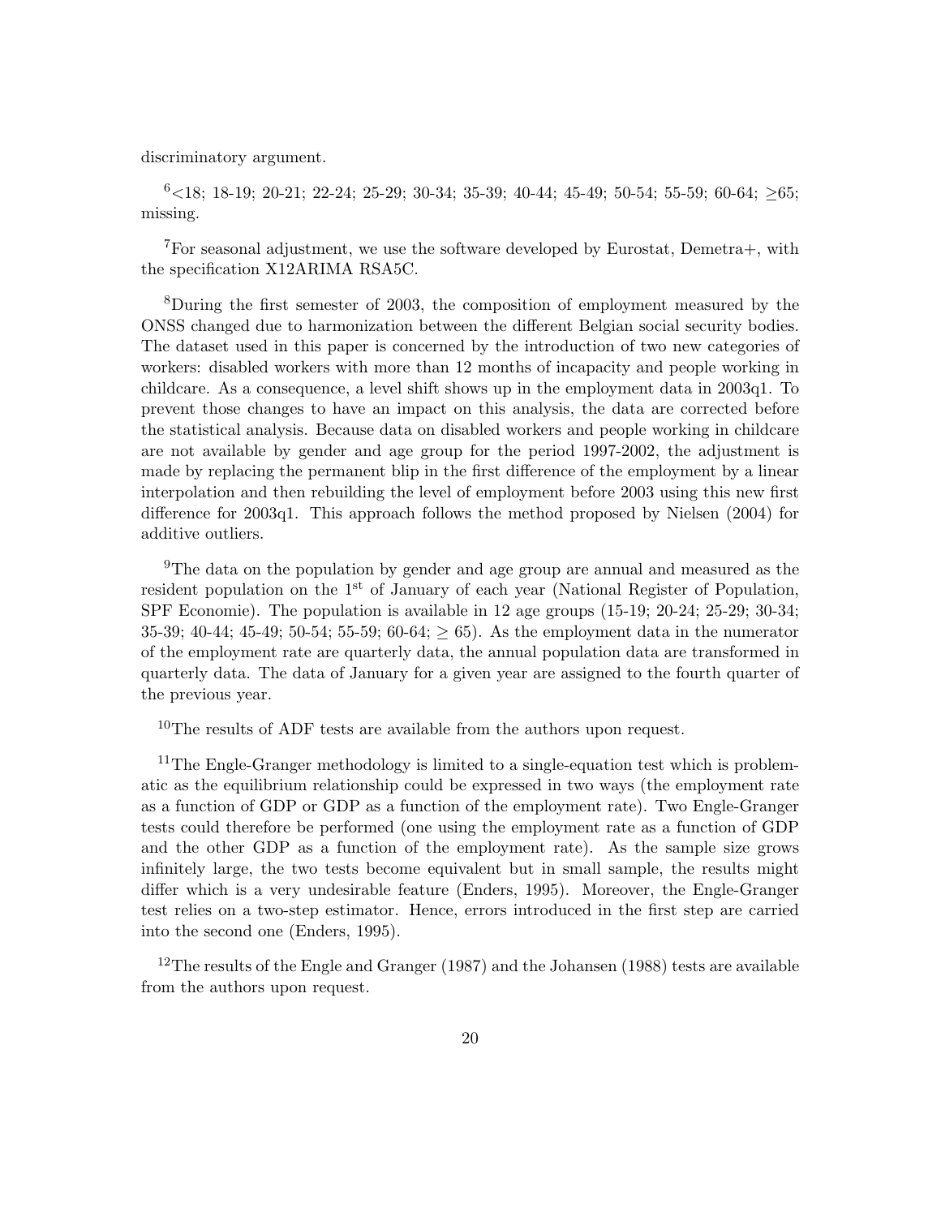discriminatory argument.

[6]<18; 18-19; 20-21; 22-24; 25-29; 30-34; 35-39; 40-44; 45-49; 50-54; 55-59; 60-64; ≥65; missing.

[7]For seasonal adjustment, we use the software developed by Eurostat, Demetra+, with the specification X12ARIMA RSA5C.

[8]During the first semester of 2003, the composition of employment measured by the ONSS changed due to harmonization between the different Belgian social security bodies. The dataset used in this paper is concerned by the introduction of two new categories of workers: disabled workers with more than 12 months of incapacity and people working in childcare. As a consequence, a level shift shows up in the employment data in 2003q1. To prevent those changes to have an impact on this analysis, the data are corrected before the statistical analysis. Because data on disabled workers and people working in childcare are not available by gender and age group for the period 1997-2002, the adjustment is made by replacing the permanent blip in the first difference of the employment by a linear interpolation and then rebuilding the level of employment before 2003 using this new first difference for 2003q1. This approach follows the method proposed by Nielsen (2004) for additive outliers.

[9]The data on the population by gender and age group are annual and measured as the resident population on the 1st of January of each year (National Register of Population, SPF Economie). The population is available in 12 age groups (15-19; 20-24; 25-29; 30-34; 35-39; 40-44; 45-49; 50-54; 55-59; 60-64; ≥ 65). As the employment data in the numerator of the employment rate are quarterly data, the annual population data are transformed in quarterly data. The data of January for a given year are assigned to the fourth quarter of the previous year.

[10]The results of ADF tests are available from the authors upon request.

[11]The Engle-Granger methodology is limited to a single-equation test which is problematic as the equilibrium relationship could be expressed in two ways (the employment rate as a function of GDP or GDP as a function of the employment rate). Two Engle-Granger tests could therefore be performed (one using the employment rate as a function of GDP and the other GDP as a function of the employment rate). As the sample size grows infinitely large, the two tests become equivalent but in small sample, the results might differ which is a very undesirable feature (Enders, 1995). Moreover, the Engle-Granger test relies on a two-step estimator. Hence, errors introduced in the first step are carried into the second one (Enders, 1995).

[12]The results of the Engle and Granger (1987) and the Johansen (1988) tests are available from the authors upon request.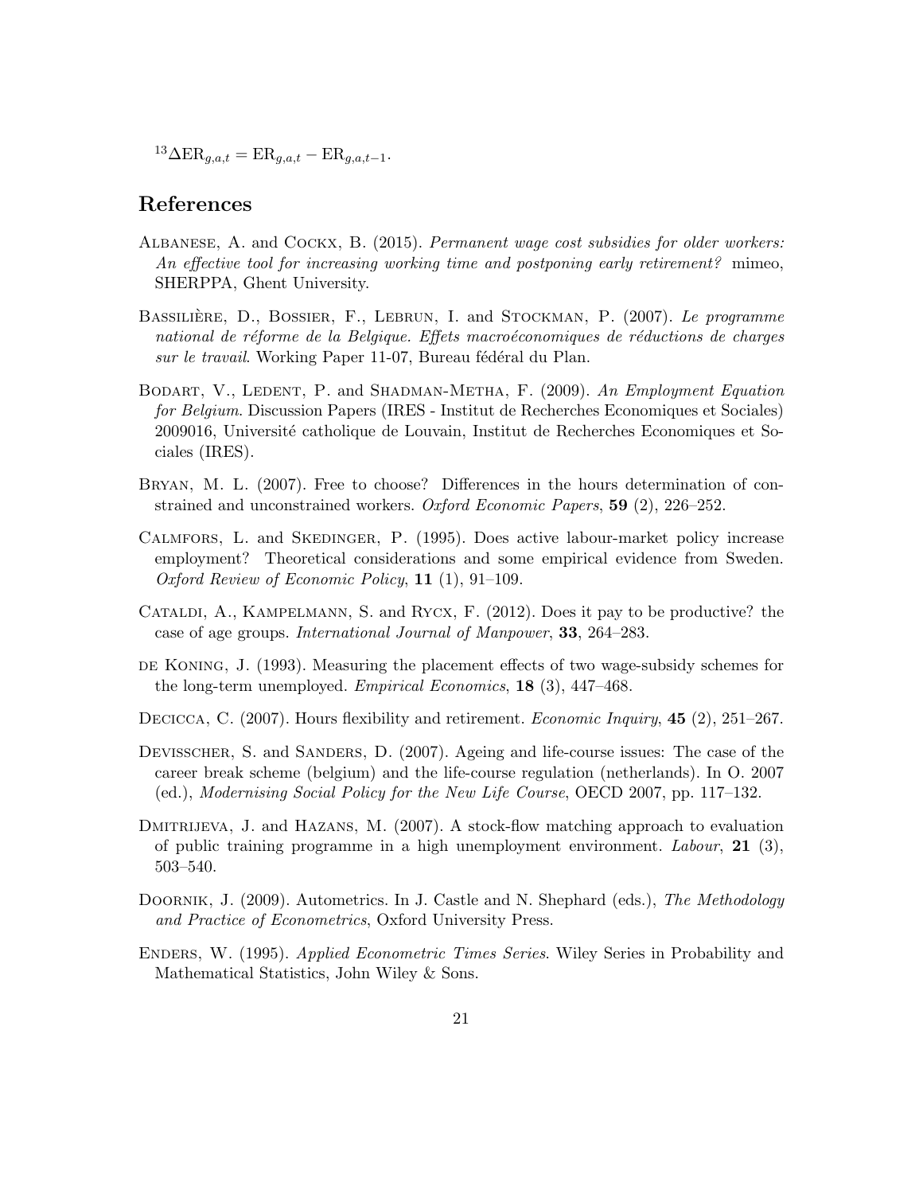[13] $\Delta\text{ER}_{g,a,t} = \text{ER}_{g,a,t} - \text{ER}_{g,a,t-1}$.

## References

Albanese, A. and Cockx, B. (2015). *Permanent wage cost subsidies for older workers: An effective tool for increasing working time and postponing early retirement?* mimeo, SHERPPA, Ghent University.

Bassilière, D., Bossier, F., Lebrun, I. and Stockman, P. (2007). *Le programme national de réforme de la Belgique. Effets macroéconomiques de réductions de charges sur le travail*. Working Paper 11-07, Bureau fédéral du Plan.

Bodart, V., Ledent, P. and Shadman-Metha, F. (2009). *An Employment Equation for Belgium*. Discussion Papers (IRES - Institut de Recherches Economiques et Sociales) 2009016, Université catholique de Louvain, Institut de Recherches Economiques et Sociales (IRES).

Bryan, M. L. (2007). Free to choose? Differences in the hours determination of constrained and unconstrained workers. *Oxford Economic Papers*, **59** (2), 226–252.

Calmfors, L. and Skedinger, P. (1995). Does active labour-market policy increase employment? Theoretical considerations and some empirical evidence from Sweden. *Oxford Review of Economic Policy*, **11** (1), 91–109.

Cataldi, A., Kampelmann, S. and Rycx, F. (2012). Does it pay to be productive? the case of age groups. *International Journal of Manpower*, **33**, 264–283.

de Koning, J. (1993). Measuring the placement effects of two wage-subsidy schemes for the long-term unemployed. *Empirical Economics*, **18** (3), 447–468.

Decicca, C. (2007). Hours flexibility and retirement. *Economic Inquiry*, **45** (2), 251–267.

Devisscher, S. and Sanders, D. (2007). Ageing and life-course issues: The case of the career break scheme (belgium) and the life-course regulation (netherlands). In O. 2007 (ed.), *Modernising Social Policy for the New Life Course*, OECD 2007, pp. 117–132.

Dmitrijeva, J. and Hazans, M. (2007). A stock-flow matching approach to evaluation of public training programme in a high unemployment environment. *Labour*, **21** (3), 503–540.

Doornik, J. (2009). Autometrics. In J. Castle and N. Shephard (eds.), *The Methodology and Practice of Econometrics*, Oxford University Press.

Enders, W. (1995). *Applied Econometric Times Series*. Wiley Series in Probability and Mathematical Statistics, John Wiley & Sons.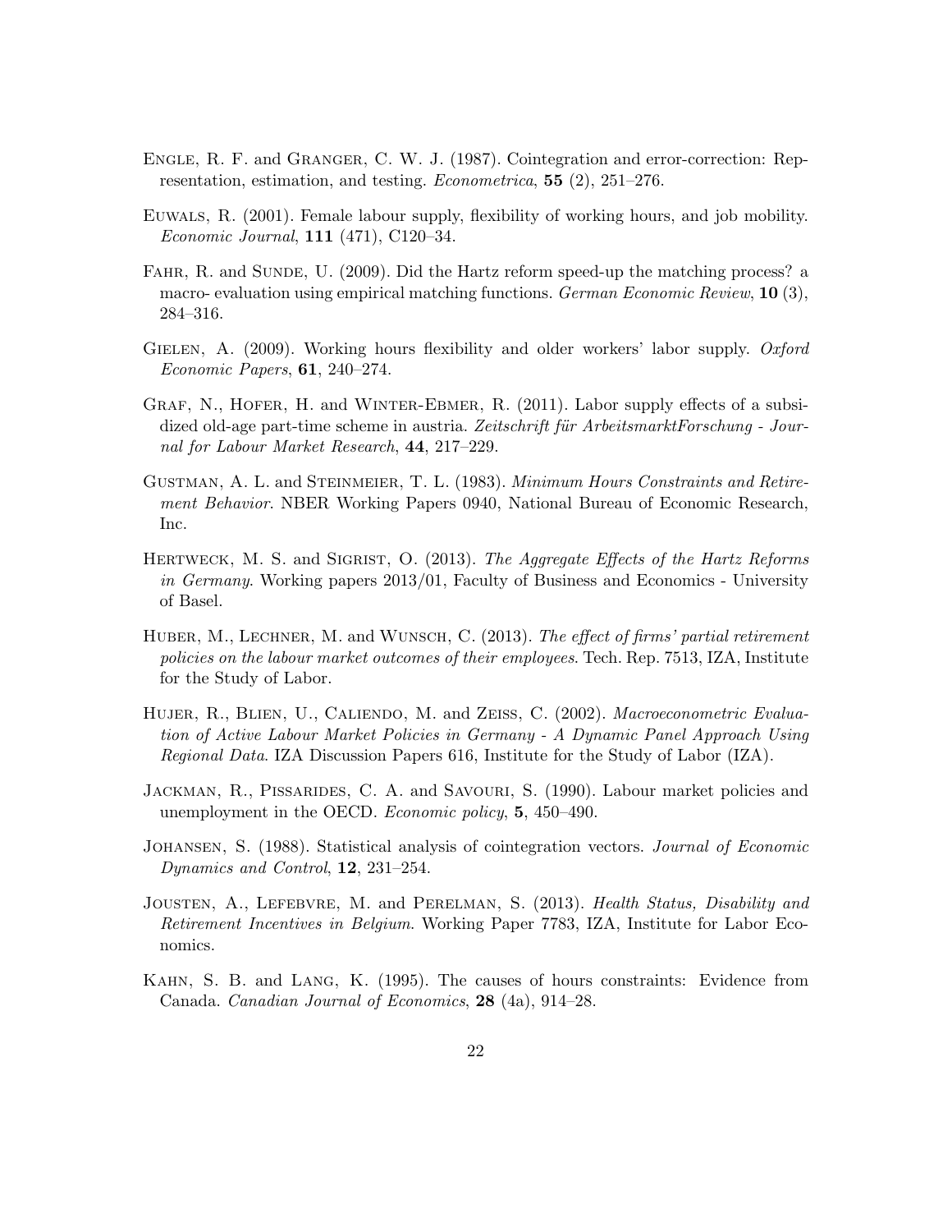Engle, R. F. and Granger, C. W. J. (1987). Cointegration and error-correction: Representation, estimation, and testing. *Econometrica*, **55** (2), 251–276.

Euwals, R. (2001). Female labour supply, flexibility of working hours, and job mobility. *Economic Journal*, **111** (471), C120–34.

Fahr, R. and Sunde, U. (2009). Did the Hartz reform speed-up the matching process? a macro- evaluation using empirical matching functions. *German Economic Review*, **10** (3), 284–316.

Gielen, A. (2009). Working hours flexibility and older workers' labor supply. *Oxford Economic Papers*, **61**, 240–274.

Graf, N., Hofer, H. and Winter-Ebmer, R. (2011). Labor supply effects of a subsidized old-age part-time scheme in austria. *Zeitschrift für ArbeitsmarktForschung - Journal for Labour Market Research*, **44**, 217–229.

Gustman, A. L. and Steinmeier, T. L. (1983). *Minimum Hours Constraints and Retirement Behavior*. NBER Working Papers 0940, National Bureau of Economic Research, Inc.

Hertweck, M. S. and Sigrist, O. (2013). *The Aggregate Effects of the Hartz Reforms in Germany*. Working papers 2013/01, Faculty of Business and Economics - University of Basel.

Huber, M., Lechner, M. and Wunsch, C. (2013). *The effect of firms' partial retirement policies on the labour market outcomes of their employees*. Tech. Rep. 7513, IZA, Institute for the Study of Labor.

Hujer, R., Blien, U., Caliendo, M. and Zeiss, C. (2002). *Macroeconometric Evaluation of Active Labour Market Policies in Germany - A Dynamic Panel Approach Using Regional Data*. IZA Discussion Papers 616, Institute for the Study of Labor (IZA).

Jackman, R., Pissarides, C. A. and Savouri, S. (1990). Labour market policies and unemployment in the OECD. *Economic policy*, **5**, 450–490.

Johansen, S. (1988). Statistical analysis of cointegration vectors. *Journal of Economic Dynamics and Control*, **12**, 231–254.

Jousten, A., Lefebvre, M. and Perelman, S. (2013). *Health Status, Disability and Retirement Incentives in Belgium*. Working Paper 7783, IZA, Institute for Labor Economics.

Kahn, S. B. and Lang, K. (1995). The causes of hours constraints: Evidence from Canada. *Canadian Journal of Economics*, **28** (4a), 914–28.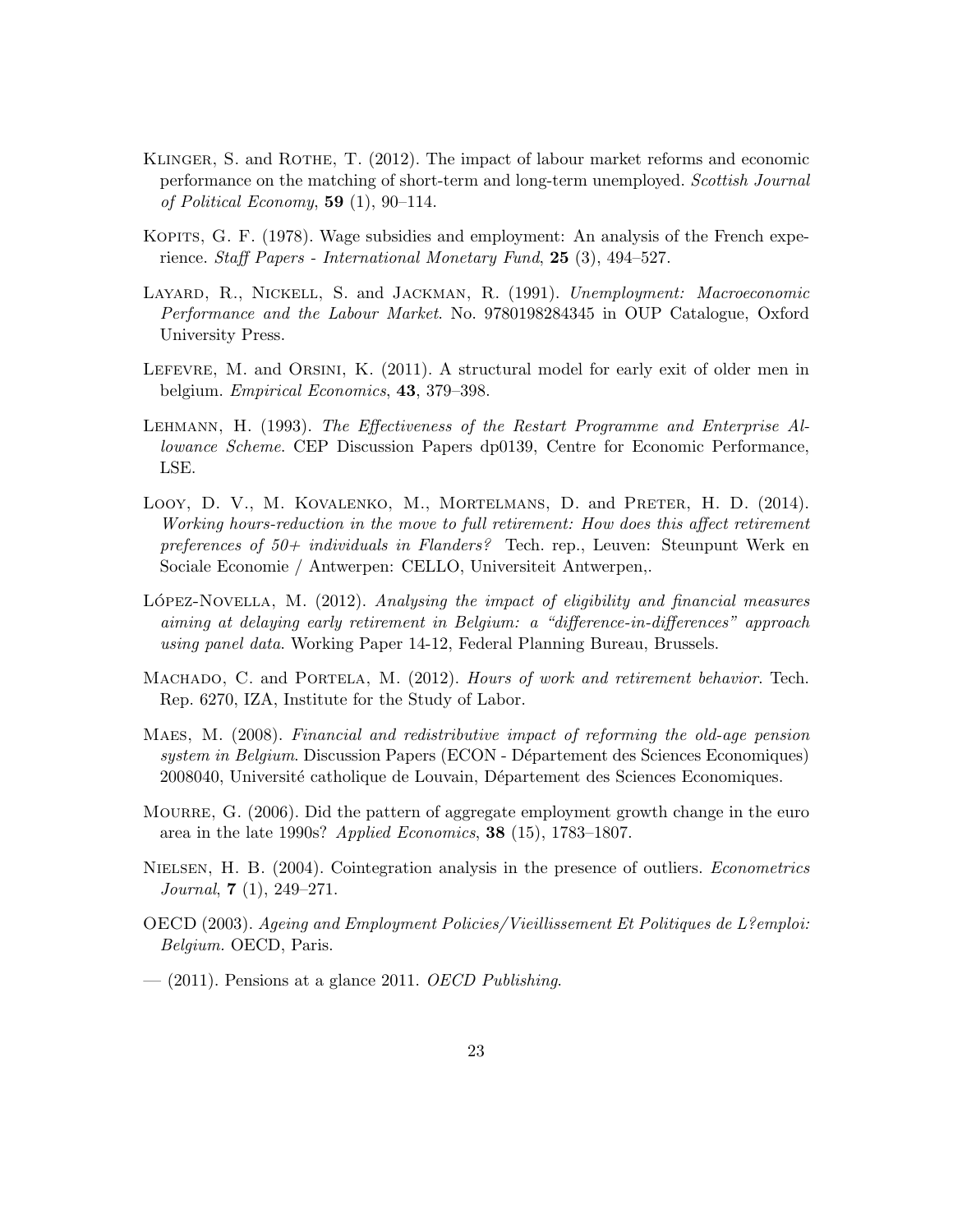Klinger, S. and Rothe, T. (2012). The impact of labour market reforms and economic performance on the matching of short-term and long-term unemployed. *Scottish Journal of Political Economy*, **59** (1), 90–114.

Kopits, G. F. (1978). Wage subsidies and employment: An analysis of the French experience. *Staff Papers - International Monetary Fund*, **25** (3), 494–527.

Layard, R., Nickell, S. and Jackman, R. (1991). *Unemployment: Macroeconomic Performance and the Labour Market*. No. 9780198284345 in OUP Catalogue, Oxford University Press.

Lefevre, M. and Orsini, K. (2011). A structural model for early exit of older men in belgium. *Empirical Economics*, **43**, 379–398.

Lehmann, H. (1993). *The Effectiveness of the Restart Programme and Enterprise Allowance Scheme*. CEP Discussion Papers dp0139, Centre for Economic Performance, LSE.

Looy, D. V., M. Kovalenko, M., Mortelmans, D. and Preter, H. D. (2014). *Working hours-reduction in the move to full retirement: How does this affect retirement preferences of 50+ individuals in Flanders?* Tech. rep., Leuven: Steunpunt Werk en Sociale Economie / Antwerpen: CELLO, Universiteit Antwerpen,.

López-Novella, M. (2012). *Analysing the impact of eligibility and financial measures aiming at delaying early retirement in Belgium: a "difference-in-differences" approach using panel data*. Working Paper 14-12, Federal Planning Bureau, Brussels.

Machado, C. and Portela, M. (2012). *Hours of work and retirement behavior*. Tech. Rep. 6270, IZA, Institute for the Study of Labor.

Maes, M. (2008). *Financial and redistributive impact of reforming the old-age pension system in Belgium*. Discussion Papers (ECON - Département des Sciences Economiques) 2008040, Université catholique de Louvain, Département des Sciences Economiques.

Mourre, G. (2006). Did the pattern of aggregate employment growth change in the euro area in the late 1990s? *Applied Economics*, **38** (15), 1783–1807.

Nielsen, H. B. (2004). Cointegration analysis in the presence of outliers. *Econometrics Journal*, **7** (1), 249–271.

OECD (2003). *Ageing and Employment Policies/Vieillissement Et Politiques de L?emploi: Belgium*. OECD, Paris.

— (2011). Pensions at a glance 2011. *OECD Publishing*.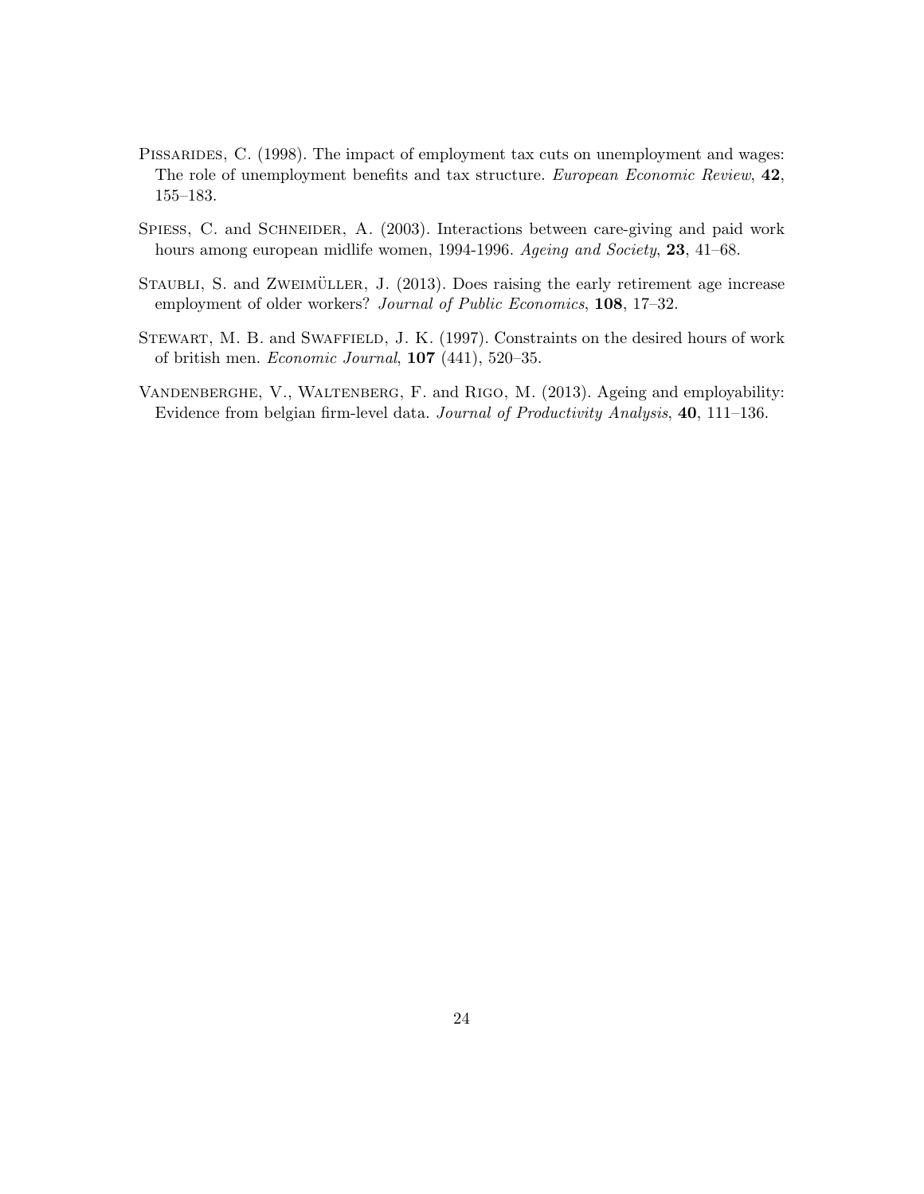Pissarides, C. (1998). The impact of employment tax cuts on unemployment and wages: The role of unemployment benefits and tax structure. *European Economic Review*, **42**, 155–183.

Spiess, C. and Schneider, A. (2003). Interactions between care-giving and paid work hours among european midlife women, 1994-1996. *Ageing and Society*, **23**, 41–68.

Staubli, S. and Zweimüller, J. (2013). Does raising the early retirement age increase employment of older workers? *Journal of Public Economics*, **108**, 17–32.

Stewart, M. B. and Swaffield, J. K. (1997). Constraints on the desired hours of work of british men. *Economic Journal*, **107** (441), 520–35.

Vandenberghe, V., Waltenberg, F. and Rigo, M. (2013). Ageing and employability: Evidence from belgian firm-level data. *Journal of Productivity Analysis*, **40**, 111–136.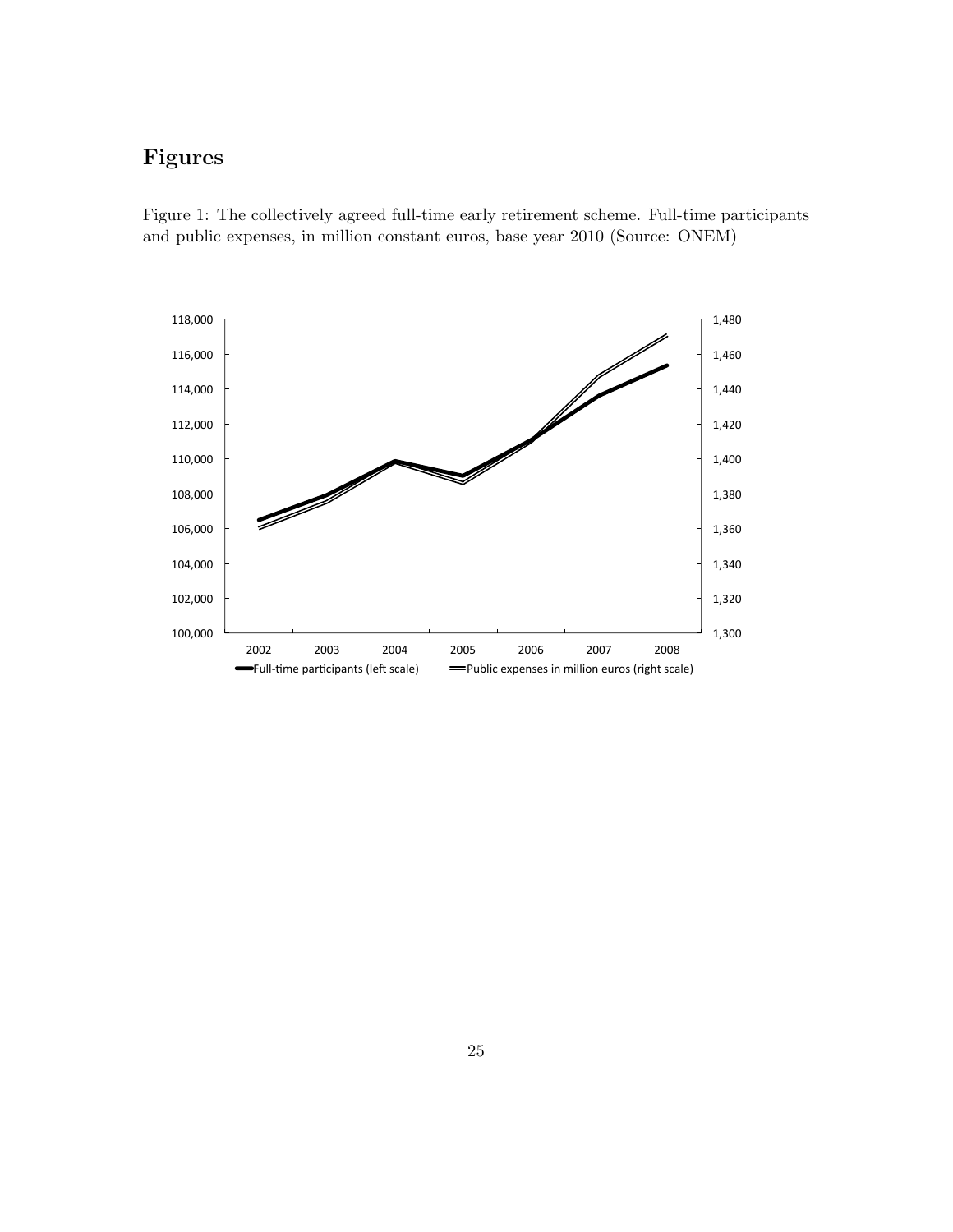# Figures

Figure 1: The collectively agreed full-time early retirement scheme. Full-time participants and public expenses, in million constant euros, base year 2010 (Source: ONEM)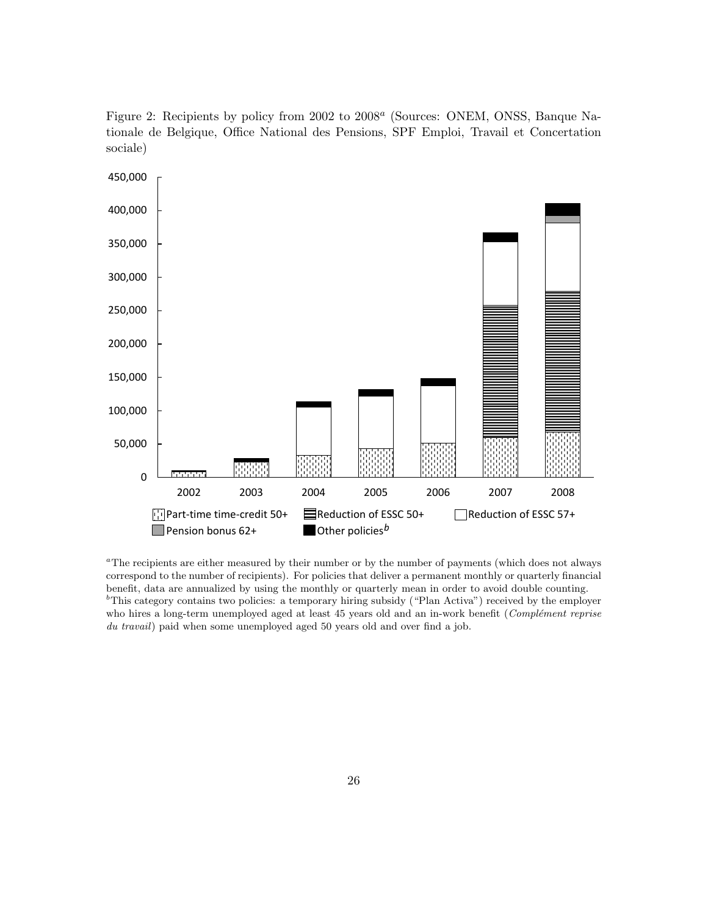Figure 2: Recipients by policy from 2002 to 2008[a] (Sources: ONEM, ONSS, Banque Nationale de Belgique, Office National des Pensions, SPF Emploi, Travail et Concertation sociale)

[a]The recipients are either measured by their number or by the number of payments (which does not always correspond to the number of recipients). For policies that deliver a permanent monthly or quarterly financial benefit, data are annualized by using the monthly or quarterly mean in order to avoid double counting.
[b]This category contains two policies: a temporary hiring subsidy ("Plan Activa") received by the employer who hires a long-term unemployed aged at least 45 years old and an in-work benefit (*Complément reprise du travail*) paid when some unemployed aged 50 years old and over find a job.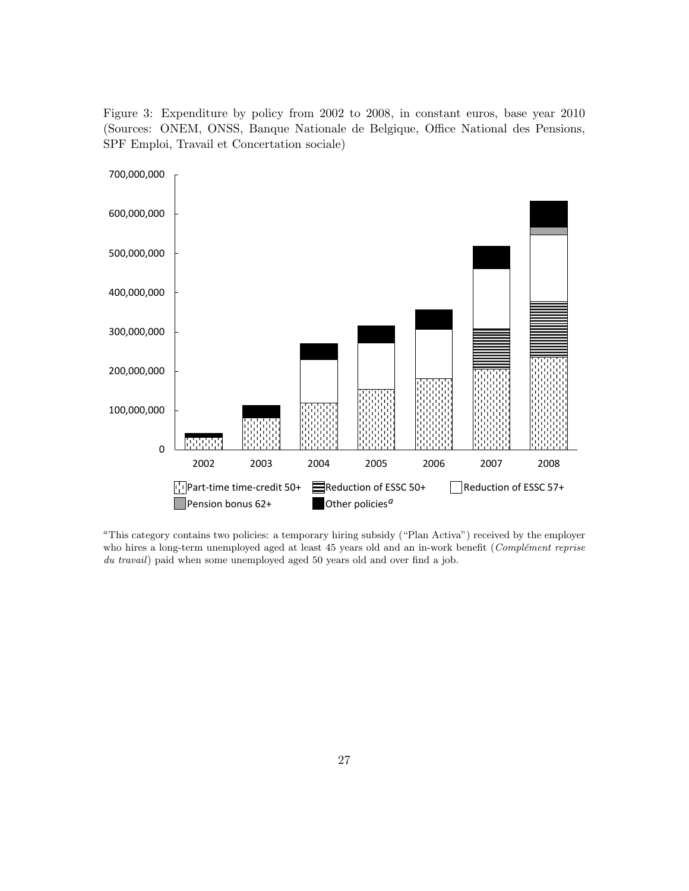Figure 3: Expenditure by policy from 2002 to 2008, in constant euros, base year 2010 (Sources: ONEM, ONSS, Banque Nationale de Belgique, Office National des Pensions, SPF Emploi, Travail et Concertation sociale)

[a] This category contains two policies: a temporary hiring subsidy ("Plan Activa") received by the employer who hires a long-term unemployed aged at least 45 years old and an in-work benefit (*Complément reprise du travail*) paid when some unemployed aged 50 years old and over find a job.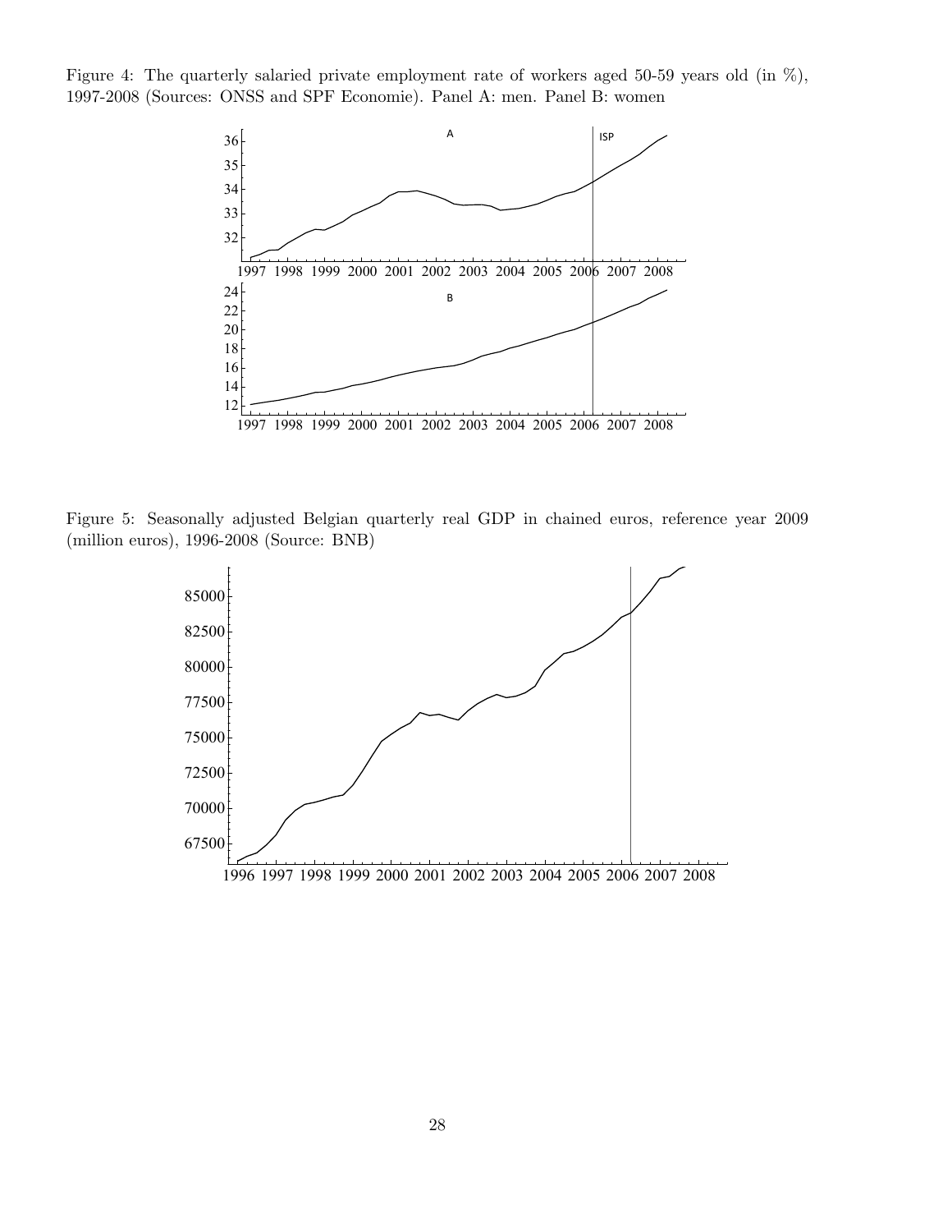Figure 4: The quarterly salaried private employment rate of workers aged 50-59 years old (in %), 1997-2008 (Sources: ONSS and SPF Economie). Panel A: men. Panel B: women

Figure 5: Seasonally adjusted Belgian quarterly real GDP in chained euros, reference year 2009 (million euros), 1996-2008 (Source: BNB)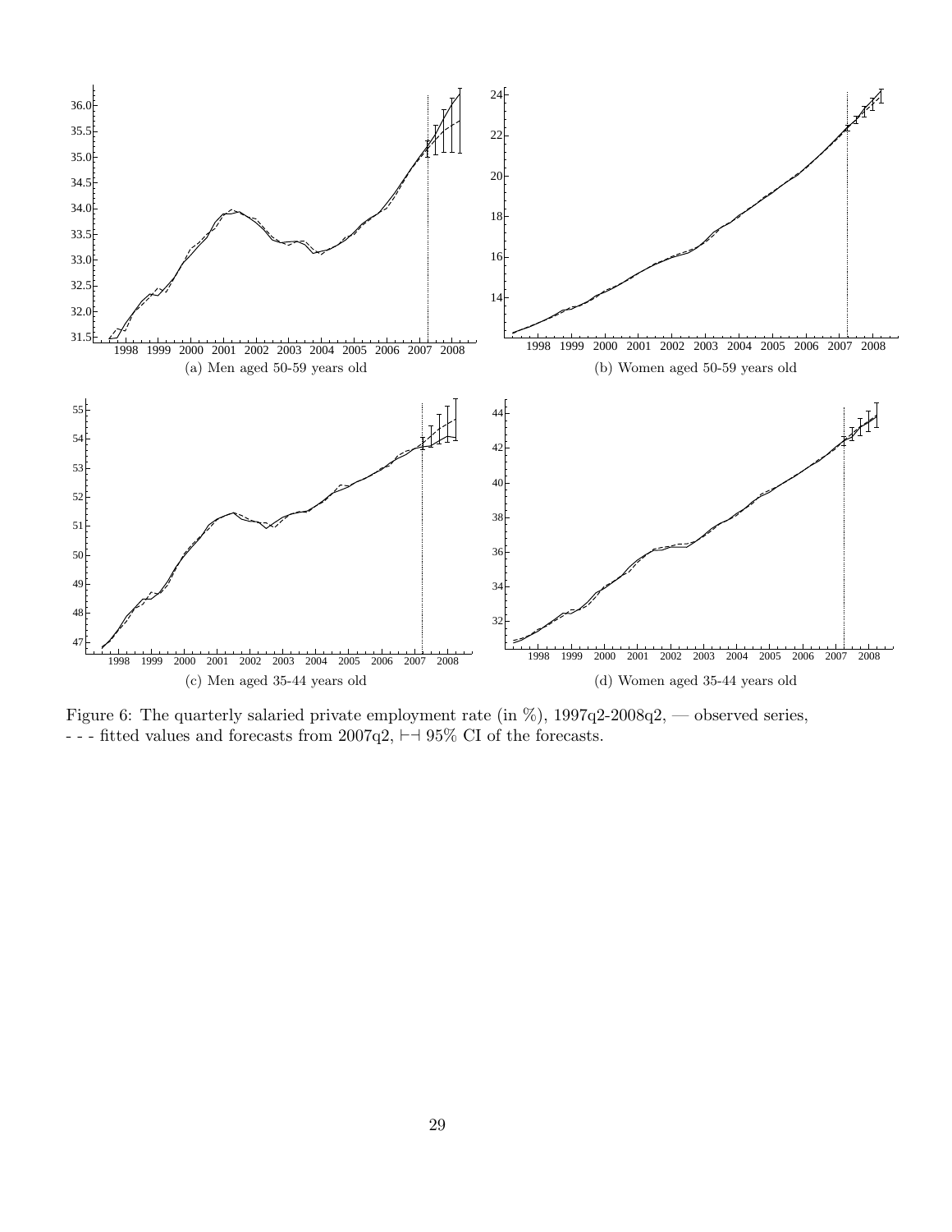(a) Men aged 50-59 years old

(b) Women aged 50-59 years old

(c) Men aged 35-44 years old

(d) Women aged 35-44 years old

Figure 6: The quarterly salaried private employment rate (in %), 1997q2-2008q2, — observed series, - - - fitted values and forecasts from 2007q2, ⊢⊣ 95% CI of the forecasts.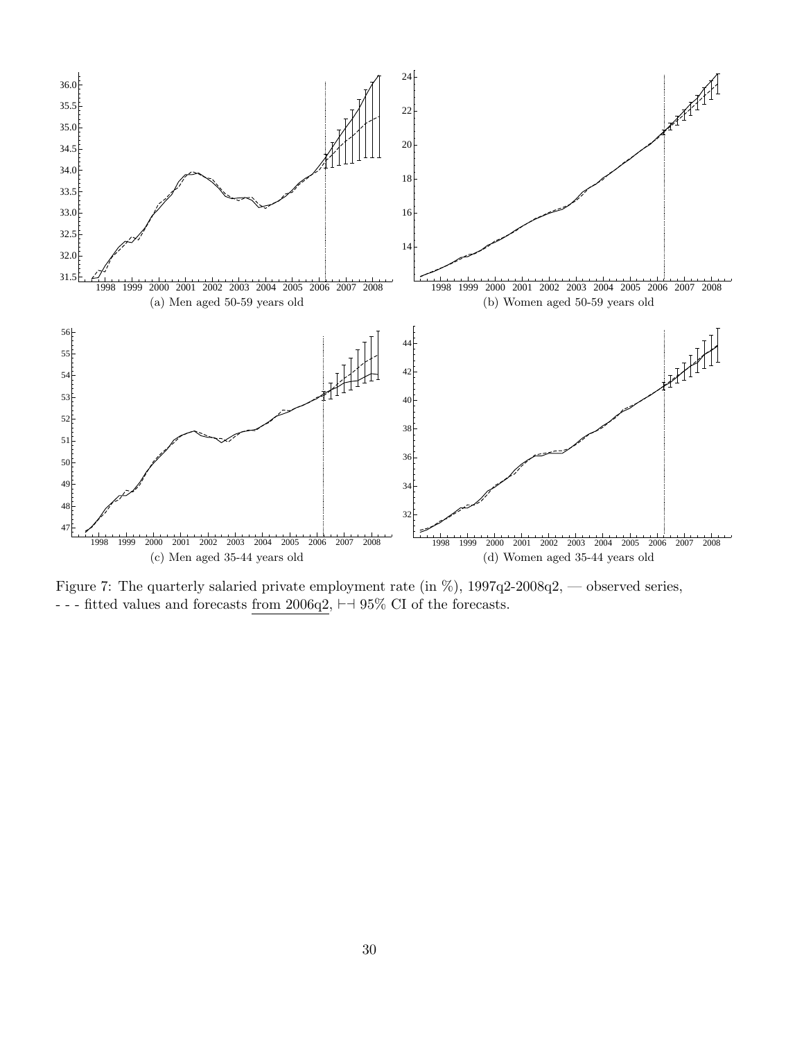(a) Men aged 50-59 years old

(b) Women aged 50-59 years old

(c) Men aged 35-44 years old

(d) Women aged 35-44 years old

Figure 7: The quarterly salaried private employment rate (in %), 1997q2-2008q2, — observed series, - - - fitted values and forecasts from 2006q2, ⊢⊣ 95% CI of the forecasts.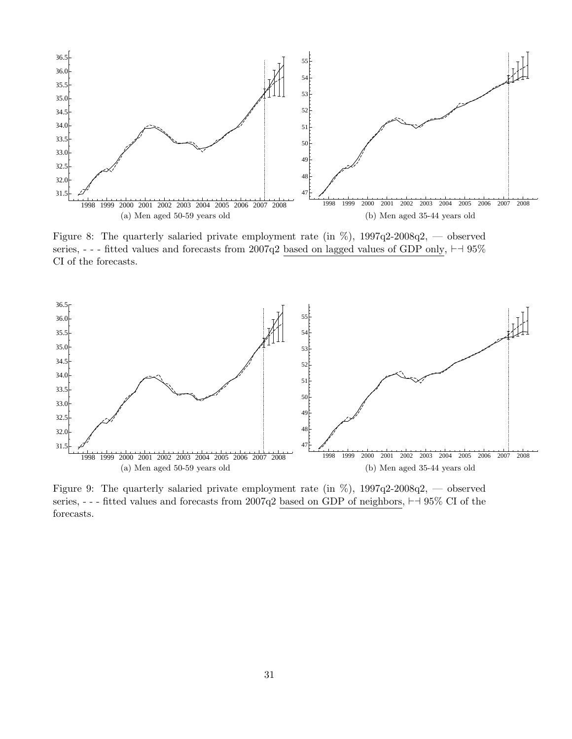(a) Men aged 50-59 years old

(b) Men aged 35-44 years old

Figure 8: The quarterly salaried private employment rate (in %), 1997q2-2008q2, — observed series, - - - fitted values and forecasts from 2007q2 <u>based on lagged values of GDP only</u>, ⊢⊣ 95% CI of the forecasts.

(a) Men aged 50-59 years old

(b) Men aged 35-44 years old

Figure 9: The quarterly salaried private employment rate (in %), 1997q2-2008q2, — observed series, - - - fitted values and forecasts from 2007q2 <u>based on GDP of neighbors</u>, ⊢⊣ 95% CI of the forecasts.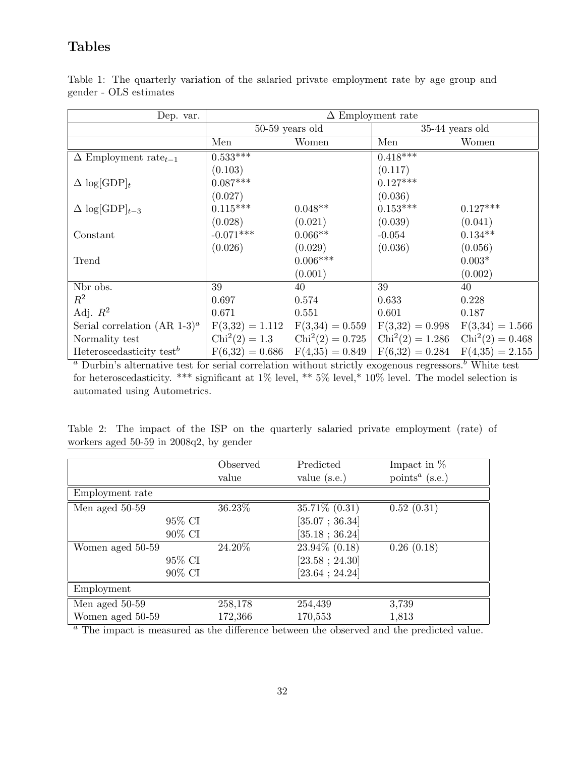# Tables

Table 1: The quarterly variation of the salaried private employment rate by age group and gender - OLS estimates

| Dep. var. | $\Delta$ Employment rate | | | |
|---|---|---|---|---|
| | 50-59 years old | | 35-44 years old | |
| | Men | Women | Men | Women |
| $\Delta$ Employment rate$_{t-1}$ | 0.533*** | | 0.418*** | |
| | (0.103) | | (0.117) | |
| $\Delta$ log[GDP]$_t$ | 0.087*** | | 0.127*** | |
| | (0.027) | | (0.036) | |
| $\Delta$ log[GDP]$_{t-3}$ | 0.115*** | 0.048** | 0.153*** | 0.127*** |
| | (0.028) | (0.021) | (0.039) | (0.041) |
| Constant | -0.071*** | 0.066** | -0.054 | 0.134** |
| | (0.026) | (0.029) | (0.036) | (0.056) |
| Trend | | 0.006*** | | 0.003* |
| | | (0.001) | | (0.002) |
| Nbr obs. | 39 | 40 | 39 | 40 |
| $R^2$ | 0.697 | 0.574 | 0.633 | 0.228 |
| Adj. $R^2$ | 0.671 | 0.551 | 0.601 | 0.187 |
| Serial correlation (AR 1-3)[a] | $F(3,32) = 1.112$ | $F(3,34) = 0.559$ | $F(3,32) = 0.998$ | $F(3,34) = 1.566$ |
| Normality test | $Chi^2(2) = 1.3$ | $Chi^2(2) = 0.725$ | $Chi^2(2) = 1.286$ | $Chi^2(2) = 0.468$ |
| Heteroscedasticity test[b] | $F(6,32) = 0.686$ | $F(4,35) = 0.849$ | $F(6,32) = 0.284$ | $F(4,35) = 2.155$ |

[a] Durbin's alternative test for serial correlation without strictly exogenous regressors.[b] White test for heteroscedasticity. *** significant at 1% level, ** 5% level,* 10% level. The model selection is automated using Autometrics.

Table 2: The impact of the ISP on the quarterly salaried private employment (rate) of workers aged 50-59 in 2008q2, by gender

| | Observed value | Predicted value (s.e.) | Impact in % points[a] (s.e.) |
|---|---|---|---|
| **Employment rate** | | | |
| Men aged 50-59 | 36.23% | 35.71% (0.31) | 0.52 (0.31) |
| 95% CI | | [35.07 ; 36.34] | |
| 90% CI | | [35.18 ; 36.24] | |
| Women aged 50-59 | 24.20% | 23.94% (0.18) | 0.26 (0.18) |
| 95% CI | | [23.58 ; 24.30] | |
| 90% CI | | [23.64 ; 24.24] | |
| **Employment** | | | |
| Men aged 50-59 | 258,178 | 254,439 | 3,739 |
| Women aged 50-59 | 172,366 | 170,553 | 1,813 |

[a] The impact is measured as the difference between the observed and the predicted value.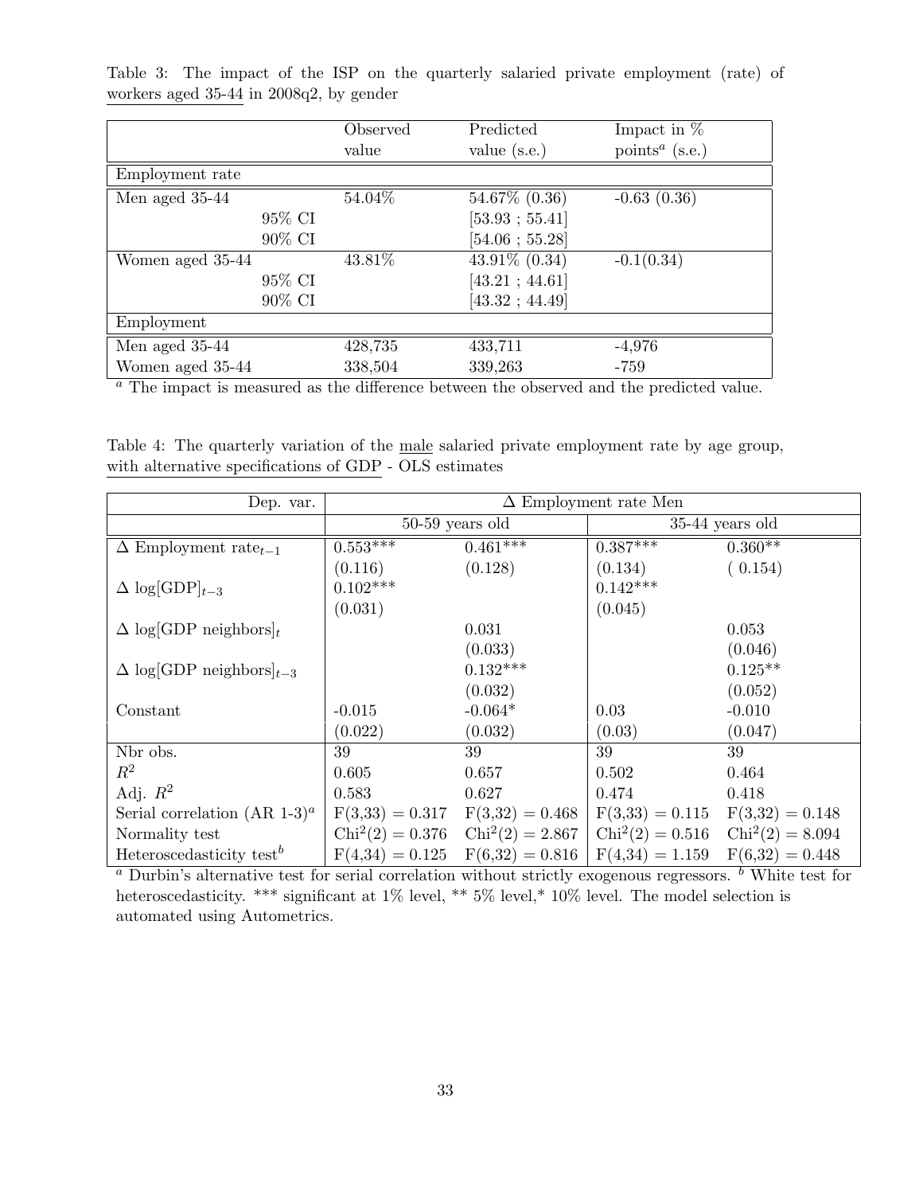Table 3: The impact of the ISP on the quarterly salaried private employment (rate) of workers aged 35-44 in 2008q2, by gender

| | | Observed value | Predicted value (s.e.) | Impact in % points[a] (s.e.) |
|---|---|---|---|---|
| **Employment rate** | | | | |
| Men aged 35-44 | | 54.04% | 54.67% (0.36) | -0.63 (0.36) |
| | 95% CI | | [53.93 ; 55.41] | |
| | 90% CI | | [54.06 ; 55.28] | |
| Women aged 35-44 | | 43.81% | 43.91% (0.34) | -0.1(0.34) |
| | 95% CI | | [43.21 ; 44.61] | |
| | 90% CI | | [43.32 ; 44.49] | |
| **Employment** | | | | |
| Men aged 35-44 | | 428,735 | 433,711 | -4,976 |
| Women aged 35-44 | | 338,504 | 339,263 | -759 |

[a] The impact is measured as the difference between the observed and the predicted value.

Table 4: The quarterly variation of the male salaried private employment rate by age group, with alternative specifications of GDP - OLS estimates

| Dep. var. | $\Delta$ Employment rate Men | | | |
|---|---|---|---|---|
| | 50-59 years old | | 35-44 years old | |
| $\Delta$ Employment rate$_{t-1}$ | 0.553*** | 0.461*** | 0.387*** | 0.360** |
| | (0.116) | (0.128) | (0.134) | ( 0.154) |
| $\Delta$ log[GDP]$_{t-3}$ | 0.102*** | | 0.142*** | |
| | (0.031) | | (0.045) | |
| $\Delta$ log[GDP neighbors]$_t$ | | 0.031 | | 0.053 |
| | | (0.033) | | (0.046) |
| $\Delta$ log[GDP neighbors]$_{t-3}$ | | 0.132*** | | 0.125** |
| | | (0.032) | | (0.052) |
| Constant | -0.015 | -0.064* | 0.03 | -0.010 |
| | (0.022) | (0.032) | (0.03) | (0.047) |
| Nbr obs. | 39 | 39 | 39 | 39 |
| $R^2$ | 0.605 | 0.657 | 0.502 | 0.464 |
| Adj. $R^2$ | 0.583 | 0.627 | 0.474 | 0.418 |
| Serial correlation (AR 1-3)[a] | $F(3,33) = 0.317$ | $F(3,32) = 0.468$ | $F(3,33) = 0.115$ | $F(3,32) = 0.148$ |
| Normality test | $\text{Chi}^2(2) = 0.376$ | $\text{Chi}^2(2) = 2.867$ | $\text{Chi}^2(2) = 0.516$ | $\text{Chi}^2(2) = 8.094$ |
| Heteroscedasticity test[b] | $F(4,34) = 0.125$ | $F(6,32) = 0.816$ | $F(4,34) = 1.159$ | $F(6,32) = 0.448$ |

[a] Durbin's alternative test for serial correlation without strictly exogenous regressors. [b] White test for heteroscedasticity. *** significant at 1% level, ** 5% level,* 10% level. The model selection is automated using Autometrics.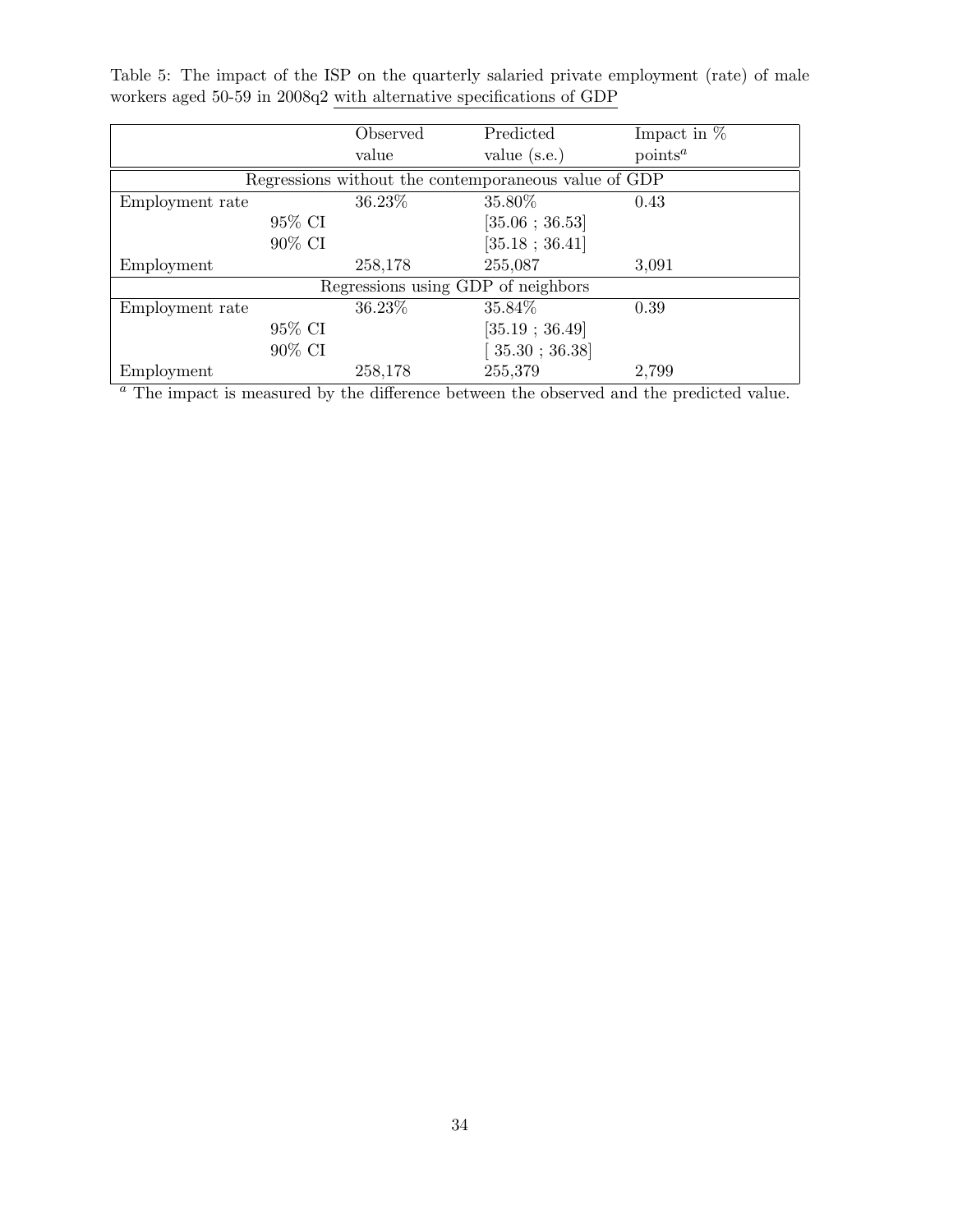Table 5: The impact of the ISP on the quarterly salaried private employment (rate) of male workers aged 50-59 in 2008q2 with alternative specifications of GDP

| | | Observed value | Predicted value (s.e.) | Impact in % points[a] |
|---|---|---|---|---|
| Regressions without the contemporaneous value of GDP | | | | |
| Employment rate | | 36.23% | 35.80% | 0.43 |
| | 95% CI | | [35.06 ; 36.53] | |
| | 90% CI | | [35.18 ; 36.41] | |
| Employment | | 258,178 | 255,087 | 3,091 |
| Regressions using GDP of neighbors | | | | |
| Employment rate | | 36.23% | 35.84% | 0.39 |
| | 95% CI | | [35.19 ; 36.49] | |
| | 90% CI | | [ 35.30 ; 36.38] | |
| Employment | | 258,178 | 255,379 | 2,799 |

[a] The impact is measured by the difference between the observed and the predicted value.